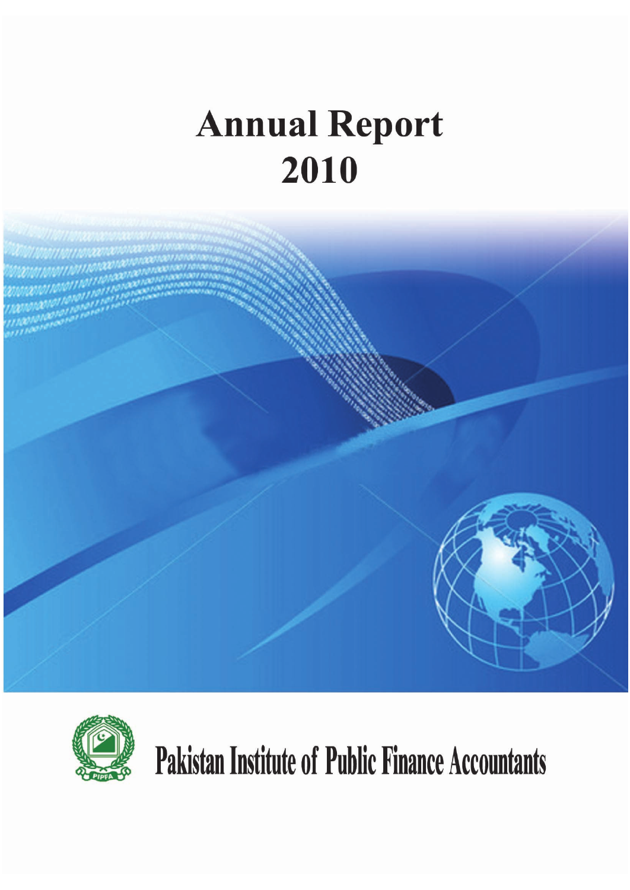# Annual Report
# 2010

**Pakistan Institute of Public Finance Accountants**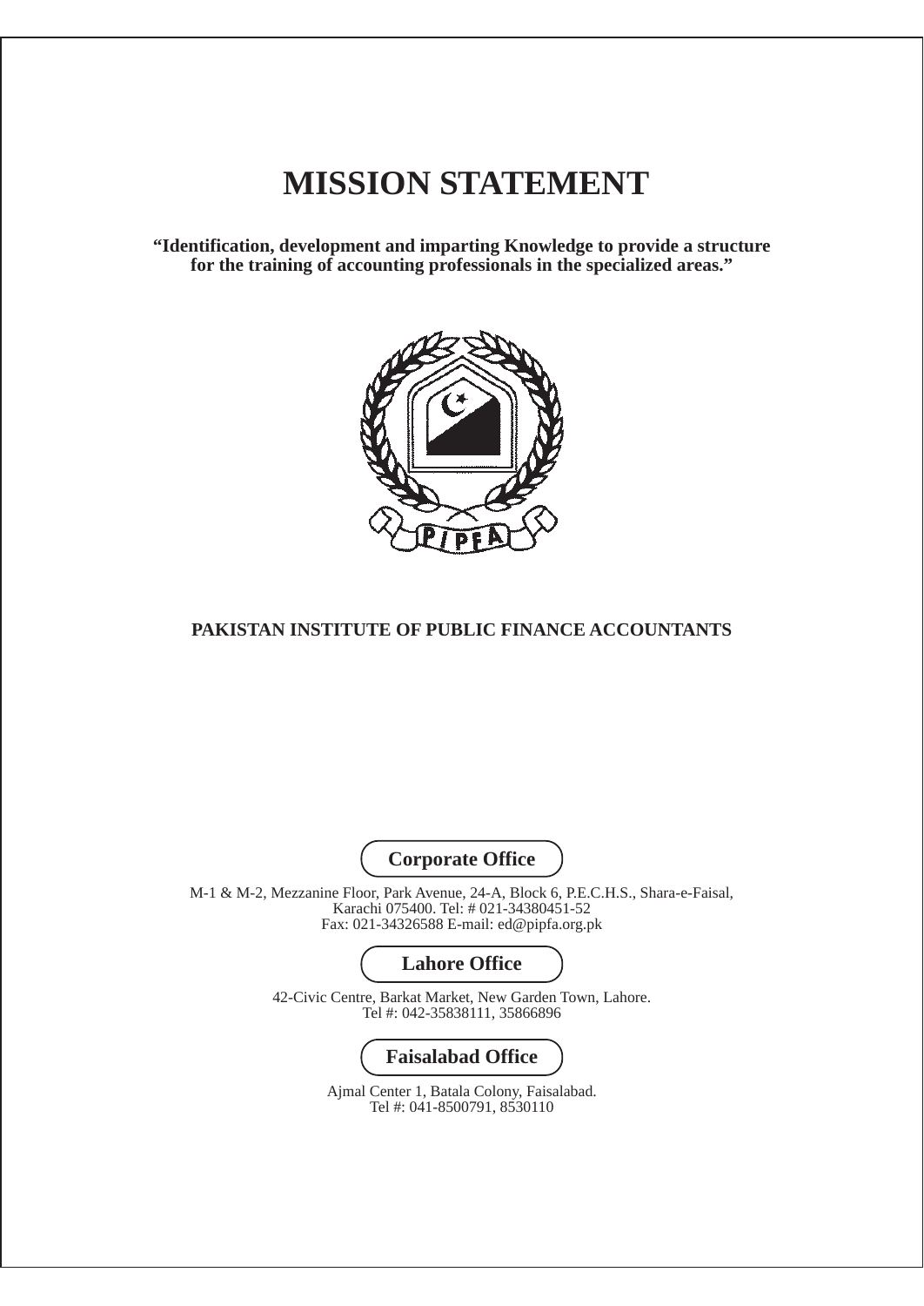# MISSION STATEMENT

**"Identification, development and imparting Knowledge to provide a structure for the training of accounting professionals in the specialized areas."**

**PAKISTAN INSTITUTE OF PUBLIC FINANCE ACCOUNTANTS**

**Corporate Office**

M-1 & M-2, Mezzanine Floor, Park Avenue, 24-A, Block 6, P.E.C.H.S., Shara-e-Faisal, Karachi 075400. Tel: # 021-34380451-52
Fax: 021-34326588 E-mail: ed@pipfa.org.pk

**Lahore Office**

42-Civic Centre, Barkat Market, New Garden Town, Lahore.
Tel #: 042-35838111, 35866896

**Faisalabad Office**

Ajmal Center 1, Batala Colony, Faisalabad.
Tel #: 041-8500791, 8530110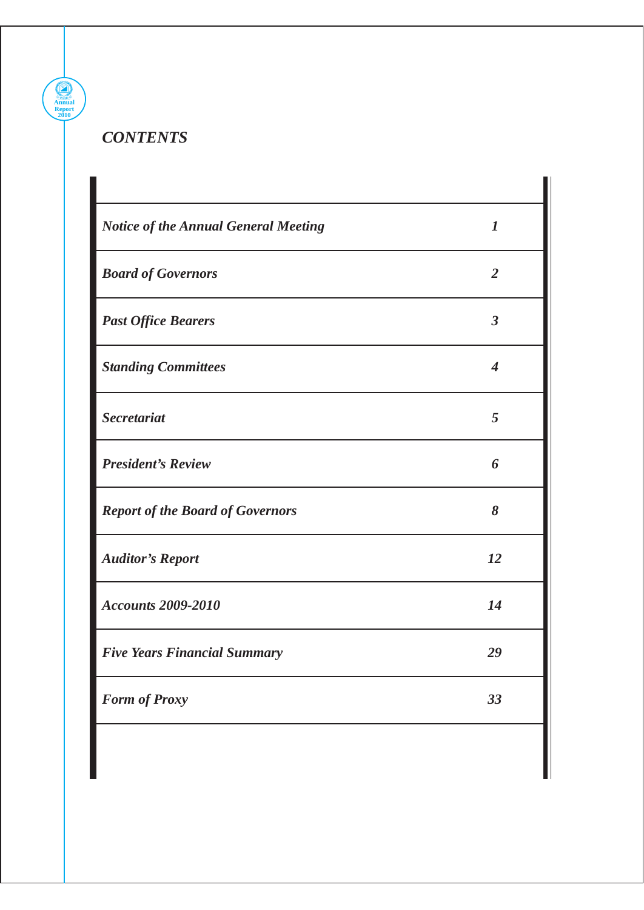# *CONTENTS*

| | |
|---|---|
| *Notice of the Annual General Meeting* | *1* |
| *Board of Governors* | *2* |
| *Past Office Bearers* | *3* |
| *Standing Committees* | *4* |
| *Secretariat* | *5* |
| *President's Review* | *6* |
| *Report of the Board of Governors* | *8* |
| *Auditor's Report* | *12* |
| *Accounts 2009-2010* | *14* |
| *Five Years Financial Summary* | *29* |
| *Form of Proxy* | *33* |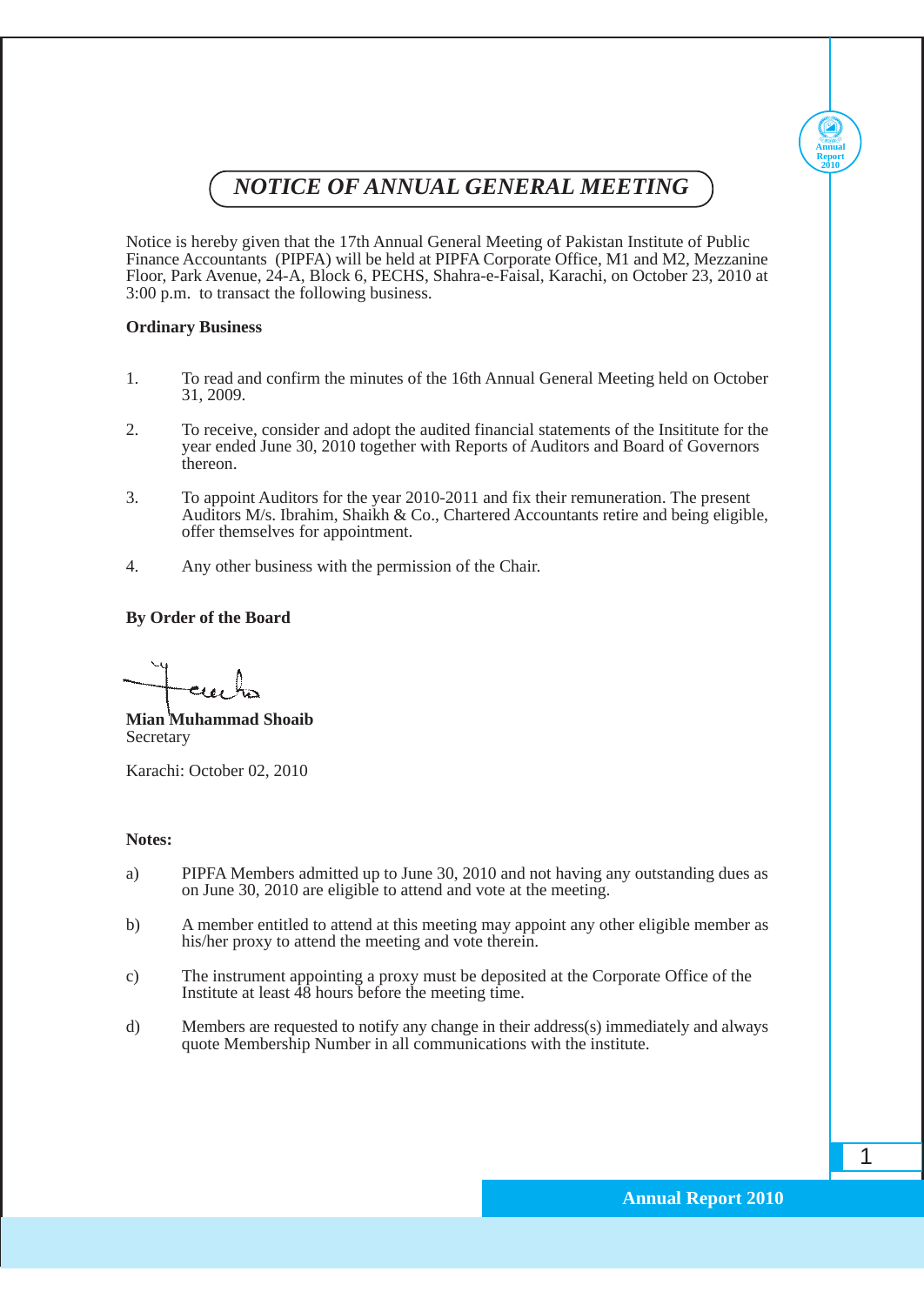# *NOTICE OF ANNUAL GENERAL MEETING*

Notice is hereby given that the 17th Annual General Meeting of Pakistan Institute of Public Finance Accountants (PIPFA) will be held at PIPFA Corporate Office, M1 and M2, Mezzanine Floor, Park Avenue, 24-A, Block 6, PECHS, Shahra-e-Faisal, Karachi, on October 23, 2010 at 3:00 p.m. to transact the following business.

**Ordinary Business**

1. To read and confirm the minutes of the 16th Annual General Meeting held on October 31, 2009.

2. To receive, consider and adopt the audited financial statements of the Insititute for the year ended June 30, 2010 together with Reports of Auditors and Board of Governors thereon.

3. To appoint Auditors for the year 2010-2011 and fix their remuneration. The present Auditors M/s. Ibrahim, Shaikh & Co., Chartered Accountants retire and being eligible, offer themselves for appointment.

4. Any other business with the permission of the Chair.

**By Order of the Board**

**Mian Muhammad Shoaib**
Secretary

Karachi: October 02, 2010

**Notes:**

a) PIPFA Members admitted up to June 30, 2010 and not having any outstanding dues as on June 30, 2010 are eligible to attend and vote at the meeting.

b) A member entitled to attend at this meeting may appoint any other eligible member as his/her proxy to attend the meeting and vote therein.

c) The instrument appointing a proxy must be deposited at the Corporate Office of the Institute at least 48 hours before the meeting time.

d) Members are requested to notify any change in their address(s) immediately and always quote Membership Number in all communications with the institute.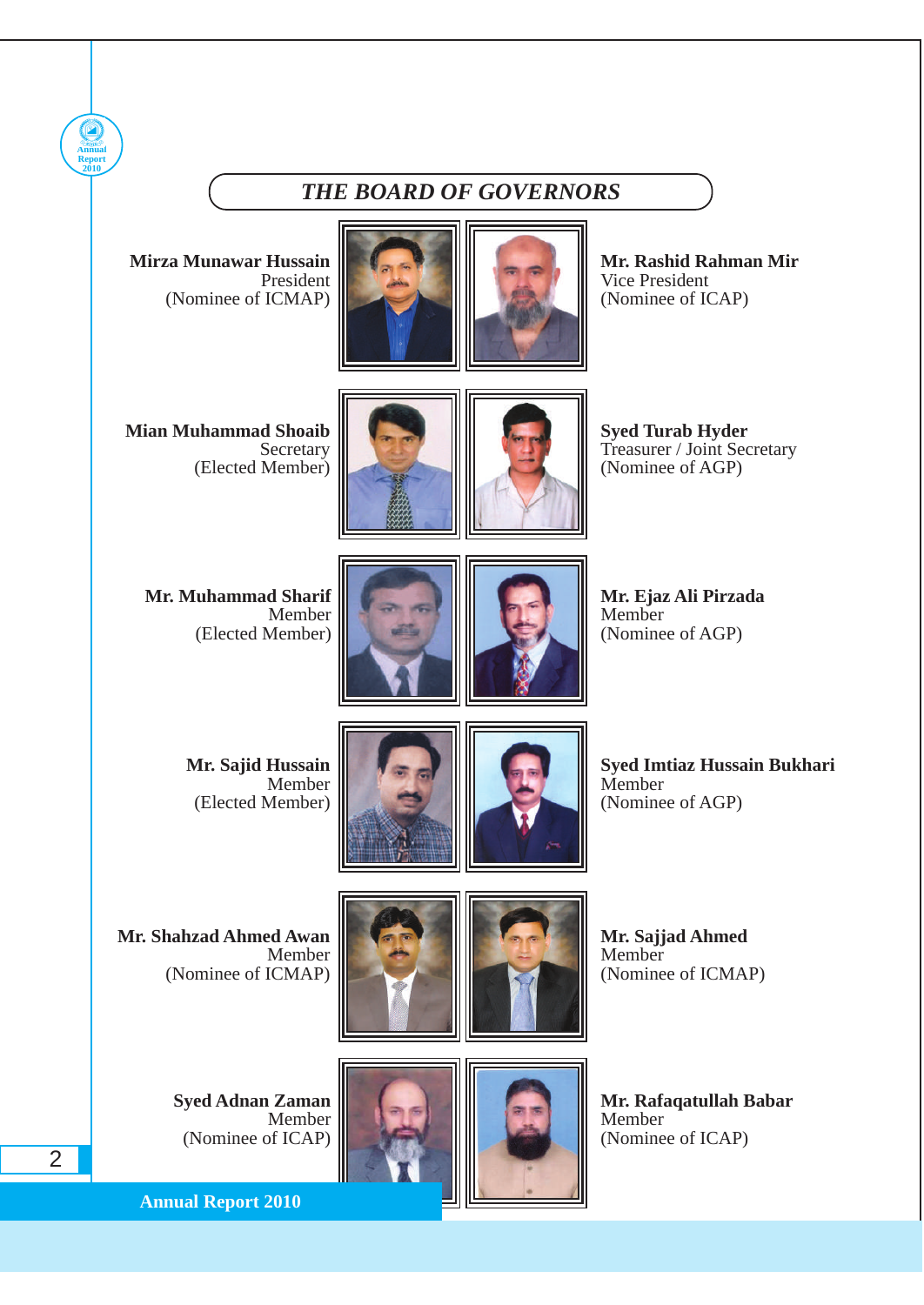# THE BOARD OF GOVERNORS

**Mirza Munawar Hussain**
President
(Nominee of ICMAP)

**Mr. Rashid Rahman Mir**
Vice President
(Nominee of ICAP)

**Mian Muhammad Shoaib**
Secretary
(Elected Member)

**Syed Turab Hyder**
Treasurer / Joint Secretary
(Nominee of AGP)

**Mr. Muhammad Sharif**
Member
(Elected Member)

**Mr. Ejaz Ali Pirzada**
Member
(Nominee of AGP)

**Mr. Sajid Hussain**
Member
(Elected Member)

**Syed Imtiaz Hussain Bukhari**
Member
(Nominee of AGP)

**Mr. Shahzad Ahmed Awan**
Member
(Nominee of ICMAP)

**Mr. Sajjad Ahmed**
Member
(Nominee of ICMAP)

**Syed Adnan Zaman**
Member
(Nominee of ICAP)

**Mr. Rafaqatullah Babar**
Member
(Nominee of ICAP)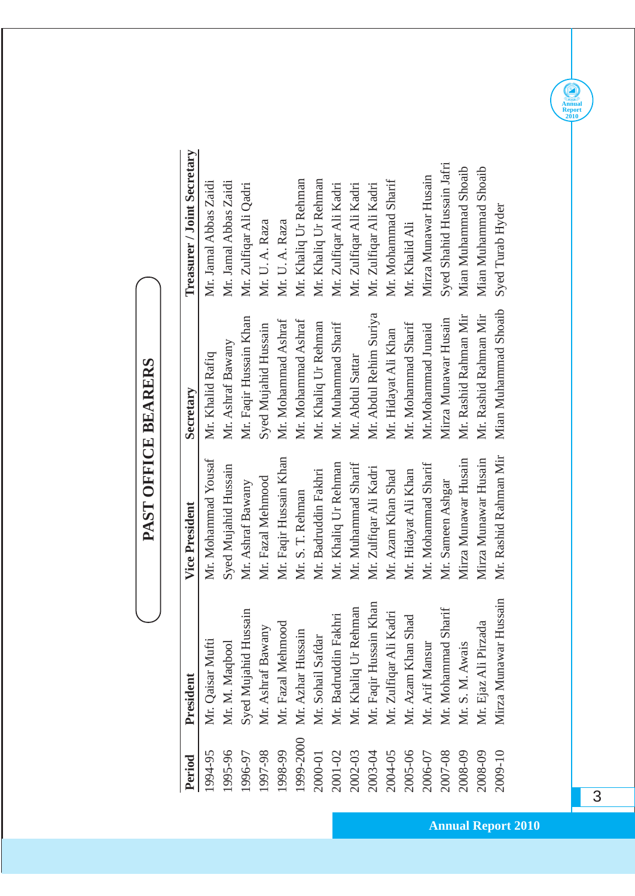# PAST OFFICE BEARERS

| Period | President | Vice President | Secretary | Treasurer / Joint Secretary |
|---|---|---|---|---|
| 1994-95 | Mr. Qaisar Mufti | Mr. Mohammad Yousaf | Mr. Khalid Rafiq | Mr. Jamal Abbas Zaidi |
| 1995-96 | Mr. M. Maqbool | Syed Mujahid Hussain | Mr. Ashraf Bawany | Mr. Jamal Abbas Zaidi |
| 1996-97 | Syed Mujahid Hussain | Mr. Ashraf Bawany | Mr. Faqir Hussain Khan | Mr. Zulfiqar Ali Qadri |
| 1997-98 | Mr. Ashraf Bawany | Mr. Fazal Mehmood | Syed Mujahid Hussain | Mr. U. A. Raza |
| 1998-99 | Mr. Fazal Mehmood | Mr. Faqir Hussain Khan | Mr. Mohammad Ashraf | Mr. U. A. Raza |
| 1999-2000 | Mr. Azhar Hussain | Mr. S. T. Rehman | Mr. Mohammad Ashraf | Mr. Khaliq Ur Rehman |
| 2000-01 | Mr. Sohail Safdar | Mr. Badruddin Fakhri | Mr. Khaliq Ur Rehman | Mr. Khaliq Ur Rehman |
| 2001-02 | Mr. Badruddin Fakhri | Mr. Khaliq Ur Rehman | Mr. Muhammad Sharif | Mr. Zulfiqar Ali Kadri |
| 2002-03 | Mr. Khaliq Ur Rehman | Mr. Muhammad Sharif | Mr. Abdul Sattar | Mr. Zulfiqar Ali Kadri |
| 2003-04 | Mr. Faqir Hussain Khan | Mr. Zulfiqar Ali Kadri | Mr. Abdul Rehim Suriya | Mr. Zulfiqar Ali Kadri |
| 2004-05 | Mr. Zulfiqar Ali Kadri | Mr. Azam Khan Shad | Mr. Hidayat Ali Khan | Mr. Mohammad Sharif |
| 2005-06 | Mr. Azam Khan Shad | Mr. Hidayat Ali Khan | Mr. Mohammad Sharif | Mr. Khalid Ali |
| 2006-07 | Mr. Arif Mansur | Mr. Mohammad Sharif | Mr.Mohammad Junaid | Mirza Munawar Husain |
| 2007-08 | Mr. Mohammad Sharif | Mr. Sameen Ashgar | Mirza Munawar Husain | Syed Shahid Hussain Jafri |
| 2008-09 | Mr. S. M. Awais | Mirza Munawar Husain | Mr. Rashid Rahman Mir | Mian Muhammad Shoaib |
| 2008-09 | Mr. Ejaz Ali Pirzada | Mirza Munawar Husain | Mr. Rashid Rahman Mir | Mian Muhammad Shoaib |
| 2009-10 | Mirza Munawar Hussain | Mr. Rashid Rahman Mir | Mian Muhammad Shoaib | Syed Turab Hyder |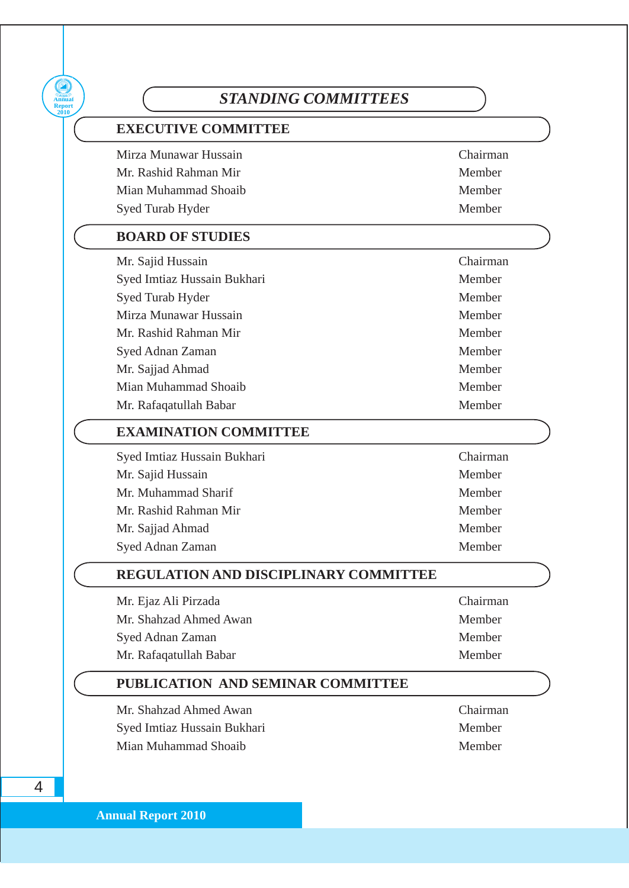# STANDING COMMITTEES

## EXECUTIVE COMMITTEE

| | |
|---|---|
| Mirza Munawar Hussain | Chairman |
| Mr. Rashid Rahman Mir | Member |
| Mian Muhammad Shoaib | Member |
| Syed Turab Hyder | Member |

## BOARD OF STUDIES

| | |
|---|---|
| Mr. Sajid Hussain | Chairman |
| Syed Imtiaz Hussain Bukhari | Member |
| Syed Turab Hyder | Member |
| Mirza Munawar Hussain | Member |
| Mr. Rashid Rahman Mir | Member |
| Syed Adnan Zaman | Member |
| Mr. Sajjad Ahmad | Member |
| Mian Muhammad Shoaib | Member |
| Mr. Rafaqatullah Babar | Member |

## EXAMINATION COMMITTEE

| | |
|---|---|
| Syed Imtiaz Hussain Bukhari | Chairman |
| Mr. Sajid Hussain | Member |
| Mr. Muhammad Sharif | Member |
| Mr. Rashid Rahman Mir | Member |
| Mr. Sajjad Ahmad | Member |
| Syed Adnan Zaman | Member |

## REGULATION AND DISCIPLINARY COMMITTEE

| | |
|---|---|
| Mr. Ejaz Ali Pirzada | Chairman |
| Mr. Shahzad Ahmed Awan | Member |
| Syed Adnan Zaman | Member |
| Mr. Rafaqatullah Babar | Member |

## PUBLICATION AND SEMINAR COMMITTEE

| | |
|---|---|
| Mr. Shahzad Ahmed Awan | Chairman |
| Syed Imtiaz Hussain Bukhari | Member |
| Mian Muhammad Shoaib | Member |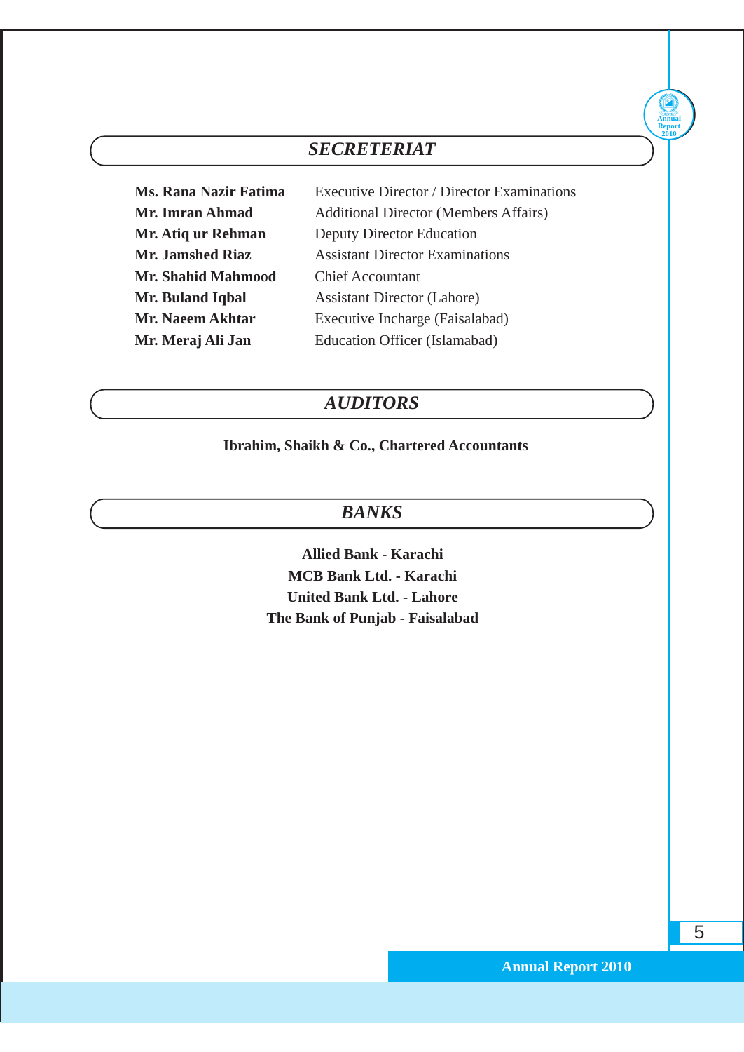## *SECRETERIAT*

| | |
|---|---|
| **Ms. Rana Nazir Fatima** | Executive Director / Director Examinations |
| **Mr. Imran Ahmad** | Additional Director (Members Affairs) |
| **Mr. Atiq ur Rehman** | Deputy Director Education |
| **Mr. Jamshed Riaz** | Assistant Director Examinations |
| **Mr. Shahid Mahmood** | Chief Accountant |
| **Mr. Buland Iqbal** | Assistant Director (Lahore) |
| **Mr. Naeem Akhtar** | Executive Incharge (Faisalabad) |
| **Mr. Meraj Ali Jan** | Education Officer (Islamabad) |

## *AUDITORS*

**Ibrahim, Shaikh & Co., Chartered Accountants**

## *BANKS*

**Allied Bank - Karachi**
**MCB Bank Ltd. - Karachi**
**United Bank Ltd. - Lahore**
**The Bank of Punjab - Faisalabad**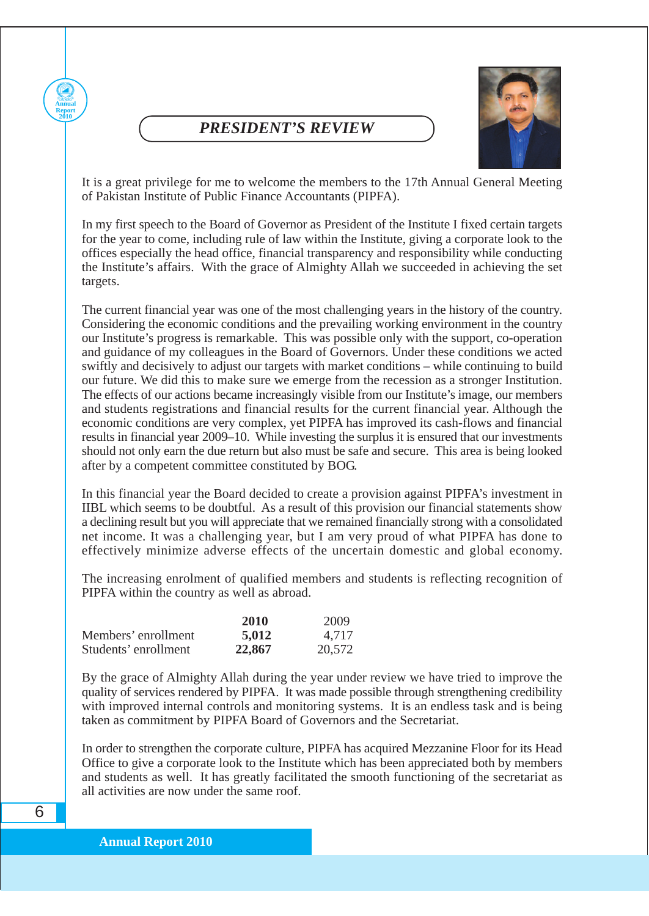# PRESIDENT'S REVIEW

It is a great privilege for me to welcome the members to the 17th Annual General Meeting of Pakistan Institute of Public Finance Accountants (PIPFA).

In my first speech to the Board of Governor as President of the Institute I fixed certain targets for the year to come, including rule of law within the Institute, giving a corporate look to the offices especially the head office, financial transparency and responsibility while conducting the Institute's affairs. With the grace of Almighty Allah we succeeded in achieving the set targets.

The current financial year was one of the most challenging years in the history of the country. Considering the economic conditions and the prevailing working environment in the country our Institute's progress is remarkable. This was possible only with the support, co-operation and guidance of my colleagues in the Board of Governors. Under these conditions we acted swiftly and decisively to adjust our targets with market conditions – while continuing to build our future. We did this to make sure we emerge from the recession as a stronger Institution. The effects of our actions became increasingly visible from our Institute's image, our members and students registrations and financial results for the current financial year. Although the economic conditions are very complex, yet PIPFA has improved its cash-flows and financial results in financial year 2009–10. While investing the surplus it is ensured that our investments should not only earn the due return but also must be safe and secure. This area is being looked after by a competent committee constituted by BOG.

In this financial year the Board decided to create a provision against PIPFA's investment in IIBL which seems to be doubtful. As a result of this provision our financial statements show a declining result but you will appreciate that we remained financially strong with a consolidated net income. It was a challenging year, but I am very proud of what PIPFA has done to effectively minimize adverse effects of the uncertain domestic and global economy.

The increasing enrolment of qualified members and students is reflecting recognition of PIPFA within the country as well as abroad.

| | **2010** | 2009 |
|---|---|---|
| Members' enrollment | **5,012** | 4,717 |
| Students' enrollment | **22,867** | 20,572 |

By the grace of Almighty Allah during the year under review we have tried to improve the quality of services rendered by PIPFA. It was made possible through strengthening credibility with improved internal controls and monitoring systems. It is an endless task and is being taken as commitment by PIPFA Board of Governors and the Secretariat.

In order to strengthen the corporate culture, PIPFA has acquired Mezzanine Floor for its Head Office to give a corporate look to the Institute which has been appreciated both by members and students as well. It has greatly facilitated the smooth functioning of the secretariat as all activities are now under the same roof.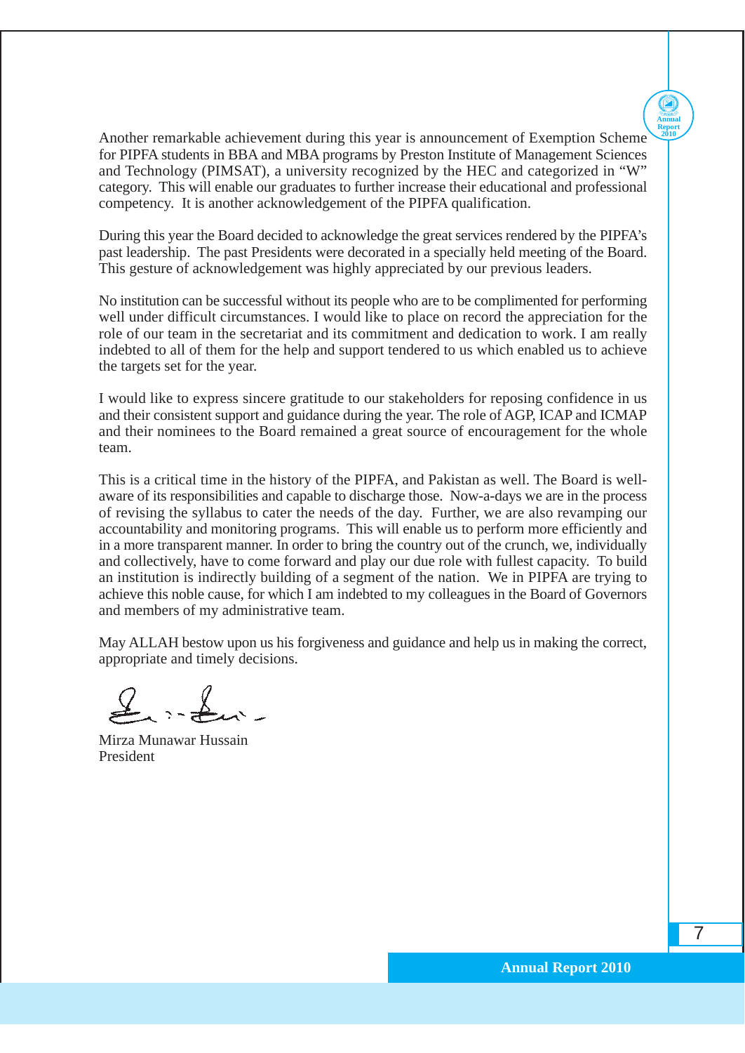Another remarkable achievement during this year is announcement of Exemption Scheme for PIPFA students in BBA and MBA programs by Preston Institute of Management Sciences and Technology (PIMSAT), a university recognized by the HEC and categorized in "W" category. This will enable our graduates to further increase their educational and professional competency. It is another acknowledgement of the PIPFA qualification.

During this year the Board decided to acknowledge the great services rendered by the PIPFA's past leadership. The past Presidents were decorated in a specially held meeting of the Board. This gesture of acknowledgement was highly appreciated by our previous leaders.

No institution can be successful without its people who are to be complimented for performing well under difficult circumstances. I would like to place on record the appreciation for the role of our team in the secretariat and its commitment and dedication to work. I am really indebted to all of them for the help and support tendered to us which enabled us to achieve the targets set for the year.

I would like to express sincere gratitude to our stakeholders for reposing confidence in us and their consistent support and guidance during the year. The role of AGP, ICAP and ICMAP and their nominees to the Board remained a great source of encouragement for the whole team.

This is a critical time in the history of the PIPFA, and Pakistan as well. The Board is well-aware of its responsibilities and capable to discharge those. Now-a-days we are in the process of revising the syllabus to cater the needs of the day. Further, we are also revamping our accountability and monitoring programs. This will enable us to perform more efficiently and in a more transparent manner. In order to bring the country out of the crunch, we, individually and collectively, have to come forward and play our due role with fullest capacity. To build an institution is indirectly building of a segment of the nation. We in PIPFA are trying to achieve this noble cause, for which I am indebted to my colleagues in the Board of Governors and members of my administrative team.

May ALLAH bestow upon us his forgiveness and guidance and help us in making the correct, appropriate and timely decisions.

Mirza Munawar Hussain
President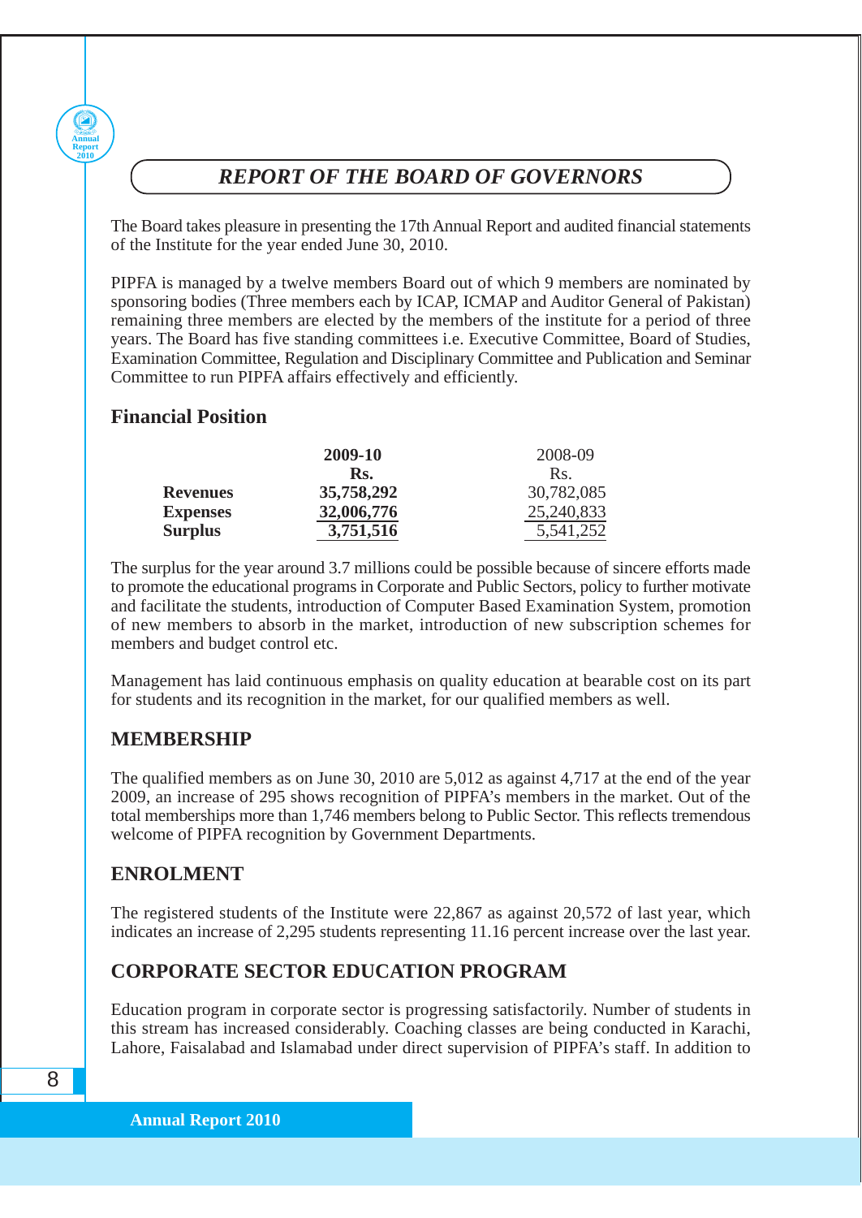## *REPORT OF THE BOARD OF GOVERNORS*

The Board takes pleasure in presenting the 17th Annual Report and audited financial statements of the Institute for the year ended June 30, 2010.

PIPFA is managed by a twelve members Board out of which 9 members are nominated by sponsoring bodies (Three members each by ICAP, ICMAP and Auditor General of Pakistan) remaining three members are elected by the members of the institute for a period of three years. The Board has five standing committees i.e. Executive Committee, Board of Studies, Examination Committee, Regulation and Disciplinary Committee and Publication and Seminar Committee to run PIPFA affairs effectively and efficiently.

### Financial Position

| | **2009-10** | 2008-09 |
|---|---|---|
| | **Rs.** | Rs. |
| **Revenues** | **35,758,292** | 30,782,085 |
| **Expenses** | **32,006,776** | 25,240,833 |
| **Surplus** | **3,751,516** | 5,541,252 |

The surplus for the year around 3.7 millions could be possible because of sincere efforts made to promote the educational programs in Corporate and Public Sectors, policy to further motivate and facilitate the students, introduction of Computer Based Examination System, promotion of new members to absorb in the market, introduction of new subscription schemes for members and budget control etc.

Management has laid continuous emphasis on quality education at bearable cost on its part for students and its recognition in the market, for our qualified members as well.

### MEMBERSHIP

The qualified members as on June 30, 2010 are 5,012 as against 4,717 at the end of the year 2009, an increase of 295 shows recognition of PIPFA's members in the market. Out of the total memberships more than 1,746 members belong to Public Sector. This reflects tremendous welcome of PIPFA recognition by Government Departments.

### ENROLMENT

The registered students of the Institute were 22,867 as against 20,572 of last year, which indicates an increase of 2,295 students representing 11.16 percent increase over the last year.

### CORPORATE SECTOR EDUCATION PROGRAM

Education program in corporate sector is progressing satisfactorily. Number of students in this stream has increased considerably. Coaching classes are being conducted in Karachi, Lahore, Faisalabad and Islamabad under direct supervision of PIPFA's staff. In addition to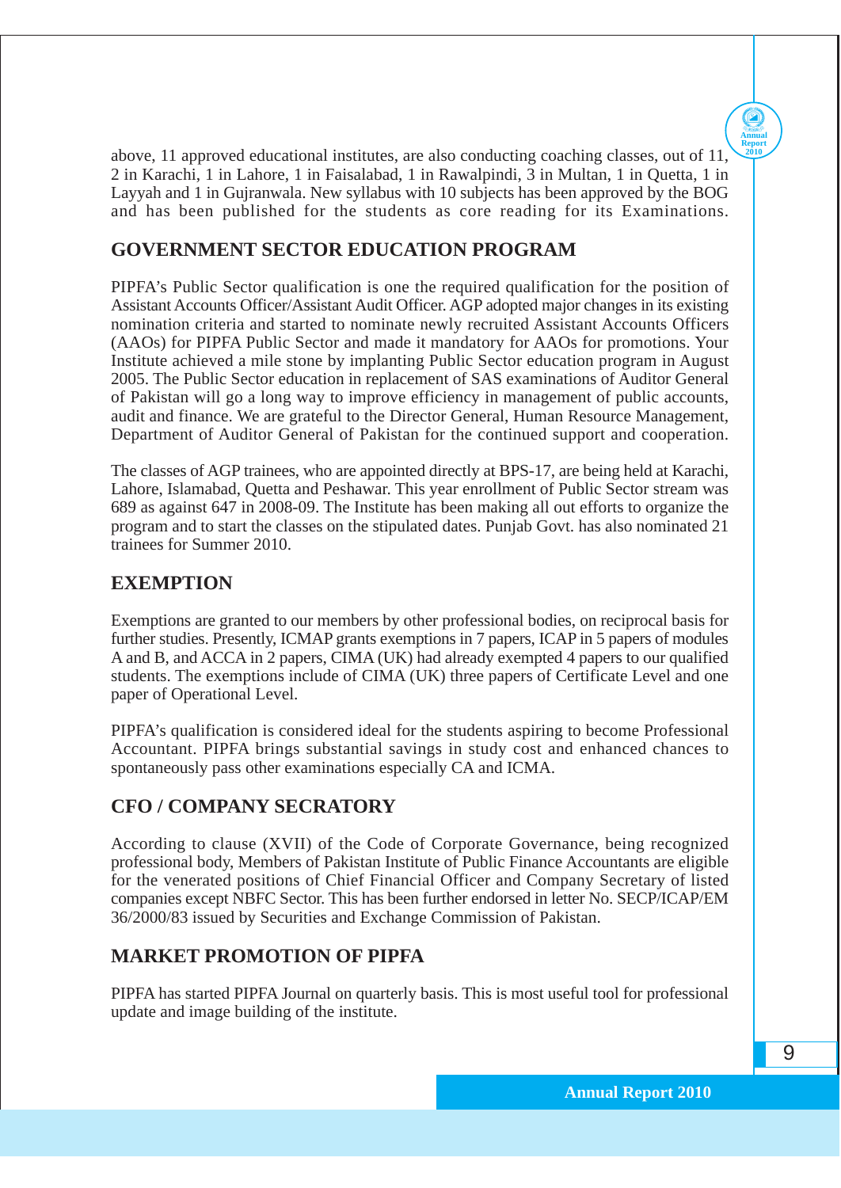above, 11 approved educational institutes, are also conducting coaching classes, out of 11, 2 in Karachi, 1 in Lahore, 1 in Faisalabad, 1 in Rawalpindi, 3 in Multan, 1 in Quetta, 1 in Layyah and 1 in Gujranwala. New syllabus with 10 subjects has been approved by the BOG and has been published for the students as core reading for its Examinations.

## GOVERNMENT SECTOR EDUCATION PROGRAM

PIPFA's Public Sector qualification is one the required qualification for the position of Assistant Accounts Officer/Assistant Audit Officer. AGP adopted major changes in its existing nomination criteria and started to nominate newly recruited Assistant Accounts Officers (AAOs) for PIPFA Public Sector and made it mandatory for AAOs for promotions. Your Institute achieved a mile stone by implanting Public Sector education program in August 2005. The Public Sector education in replacement of SAS examinations of Auditor General of Pakistan will go a long way to improve efficiency in management of public accounts, audit and finance. We are grateful to the Director General, Human Resource Management, Department of Auditor General of Pakistan for the continued support and cooperation.

The classes of AGP trainees, who are appointed directly at BPS-17, are being held at Karachi, Lahore, Islamabad, Quetta and Peshawar. This year enrollment of Public Sector stream was 689 as against 647 in 2008-09. The Institute has been making all out efforts to organize the program and to start the classes on the stipulated dates. Punjab Govt. has also nominated 21 trainees for Summer 2010.

## EXEMPTION

Exemptions are granted to our members by other professional bodies, on reciprocal basis for further studies. Presently, ICMAP grants exemptions in 7 papers, ICAP in 5 papers of modules A and B, and ACCA in 2 papers, CIMA (UK) had already exempted 4 papers to our qualified students. The exemptions include of CIMA (UK) three papers of Certificate Level and one paper of Operational Level.

PIPFA's qualification is considered ideal for the students aspiring to become Professional Accountant. PIPFA brings substantial savings in study cost and enhanced chances to spontaneously pass other examinations especially CA and ICMA.

## CFO / COMPANY SECRATORY

According to clause (XVII) of the Code of Corporate Governance, being recognized professional body, Members of Pakistan Institute of Public Finance Accountants are eligible for the venerated positions of Chief Financial Officer and Company Secretary of listed companies except NBFC Sector. This has been further endorsed in letter No. SECP/ICAP/EM 36/2000/83 issued by Securities and Exchange Commission of Pakistan.

## MARKET PROMOTION OF PIPFA

PIPFA has started PIPFA Journal on quarterly basis. This is most useful tool for professional update and image building of the institute.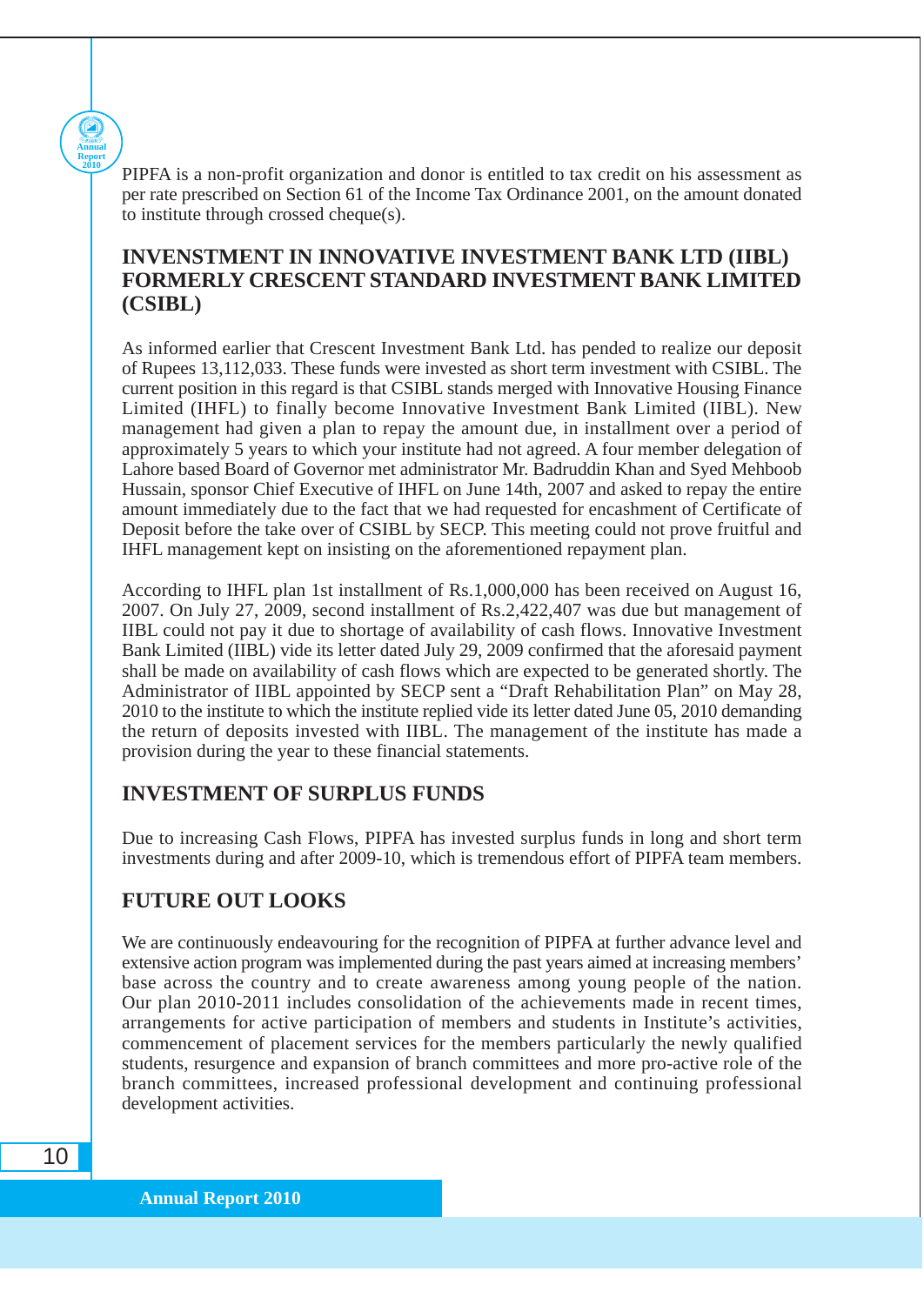PIPFA is a non-profit organization and donor is entitled to tax credit on his assessment as per rate prescribed on Section 61 of the Income Tax Ordinance 2001, on the amount donated to institute through crossed cheque(s).

## INVENSTMENT IN INNOVATIVE INVESTMENT BANK LTD (IIBL) FORMERLY CRESCENT STANDARD INVESTMENT BANK LIMITED (CSIBL)

As informed earlier that Crescent Investment Bank Ltd. has pended to realize our deposit of Rupees 13,112,033. These funds were invested as short term investment with CSIBL. The current position in this regard is that CSIBL stands merged with Innovative Housing Finance Limited (IHFL) to finally become Innovative Investment Bank Limited (IIBL). New management had given a plan to repay the amount due, in installment over a period of approximately 5 years to which your institute had not agreed. A four member delegation of Lahore based Board of Governor met administrator Mr. Badruddin Khan and Syed Mehboob Hussain, sponsor Chief Executive of IHFL on June 14th, 2007 and asked to repay the entire amount immediately due to the fact that we had requested for encashment of Certificate of Deposit before the take over of CSIBL by SECP. This meeting could not prove fruitful and IHFL management kept on insisting on the aforementioned repayment plan.

According to IHFL plan 1st installment of Rs.1,000,000 has been received on August 16, 2007. On July 27, 2009, second installment of Rs.2,422,407 was due but management of IIBL could not pay it due to shortage of availability of cash flows. Innovative Investment Bank Limited (IIBL) vide its letter dated July 29, 2009 confirmed that the aforesaid payment shall be made on availability of cash flows which are expected to be generated shortly. The Administrator of IIBL appointed by SECP sent a "Draft Rehabilitation Plan" on May 28, 2010 to the institute to which the institute replied vide its letter dated June 05, 2010 demanding the return of deposits invested with IIBL. The management of the institute has made a provision during the year to these financial statements.

## INVESTMENT OF SURPLUS FUNDS

Due to increasing Cash Flows, PIPFA has invested surplus funds in long and short term investments during and after 2009-10, which is tremendous effort of PIPFA team members.

## FUTURE OUT LOOKS

We are continuously endeavouring for the recognition of PIPFA at further advance level and extensive action program was implemented during the past years aimed at increasing members' base across the country and to create awareness among young people of the nation. Our plan 2010-2011 includes consolidation of the achievements made in recent times, arrangements for active participation of members and students in Institute's activities, commencement of placement services for the members particularly the newly qualified students, resurgence and expansion of branch committees and more pro-active role of the branch committees, increased professional development and continuing professional development activities.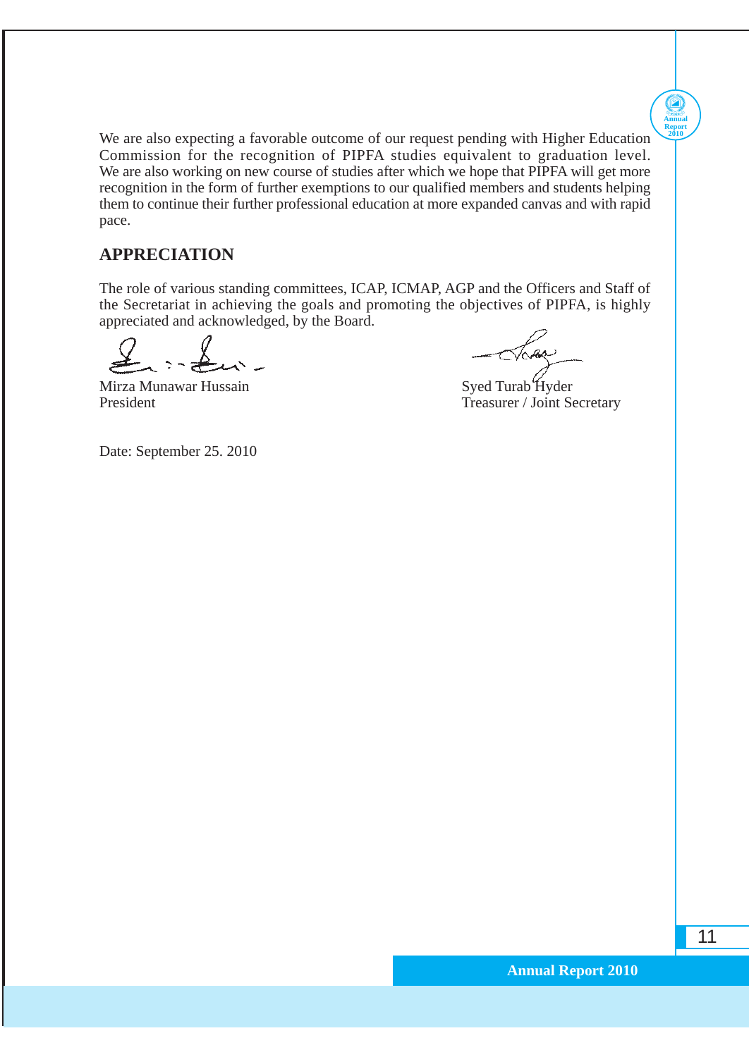We are also expecting a favorable outcome of our request pending with Higher Education Commission for the recognition of PIPFA studies equivalent to graduation level. We are also working on new course of studies after which we hope that PIPFA will get more recognition in the form of further exemptions to our qualified members and students helping them to continue their further professional education at more expanded canvas and with rapid pace.

## APPRECIATION

The role of various standing committees, ICAP, ICMAP, AGP and the Officers and Staff of the Secretariat in achieving the goals and promoting the objectives of PIPFA, is highly appreciated and acknowledged, by the Board.

Mirza Munawar Hussain
President

Syed Turab Hyder
Treasurer / Joint Secretary

Date: September 25. 2010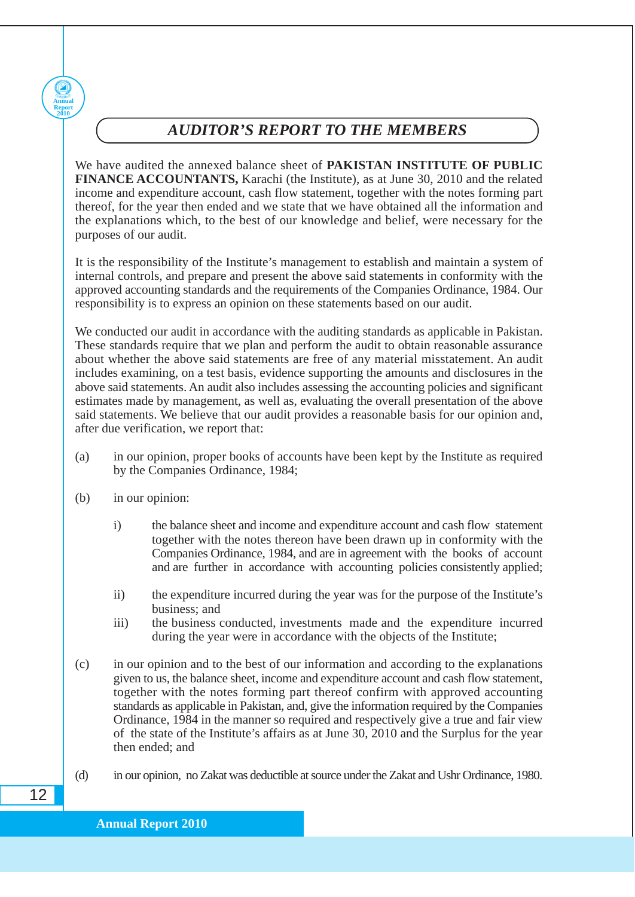# *AUDITOR'S REPORT TO THE MEMBERS*

We have audited the annexed balance sheet of **PAKISTAN INSTITUTE OF PUBLIC FINANCE ACCOUNTANTS,** Karachi (the Institute), as at June 30, 2010 and the related income and expenditure account, cash flow statement, together with the notes forming part thereof, for the year then ended and we state that we have obtained all the information and the explanations which, to the best of our knowledge and belief, were necessary for the purposes of our audit.

It is the responsibility of the Institute's management to establish and maintain a system of internal controls, and prepare and present the above said statements in conformity with the approved accounting standards and the requirements of the Companies Ordinance, 1984. Our responsibility is to express an opinion on these statements based on our audit.

We conducted our audit in accordance with the auditing standards as applicable in Pakistan. These standards require that we plan and perform the audit to obtain reasonable assurance about whether the above said statements are free of any material misstatement. An audit includes examining, on a test basis, evidence supporting the amounts and disclosures in the above said statements. An audit also includes assessing the accounting policies and significant estimates made by management, as well as, evaluating the overall presentation of the above said statements. We believe that our audit provides a reasonable basis for our opinion and, after due verification, we report that:

(a) in our opinion, proper books of accounts have been kept by the Institute as required by the Companies Ordinance, 1984;

(b) in our opinion:

  i) the balance sheet and income and expenditure account and cash flow statement together with the notes thereon have been drawn up in conformity with the Companies Ordinance, 1984, and are in agreement with the books of account and are further in accordance with accounting policies consistently applied;

  ii) the expenditure incurred during the year was for the purpose of the Institute's business; and

  iii) the business conducted, investments made and the expenditure incurred during the year were in accordance with the objects of the Institute;

(c) in our opinion and to the best of our information and according to the explanations given to us, the balance sheet, income and expenditure account and cash flow statement, together with the notes forming part thereof confirm with approved accounting standards as applicable in Pakistan, and, give the information required by the Companies Ordinance, 1984 in the manner so required and respectively give a true and fair view of the state of the Institute's affairs as at June 30, 2010 and the Surplus for the year then ended; and

(d) in our opinion, no Zakat was deductible at source under the Zakat and Ushr Ordinance, 1980.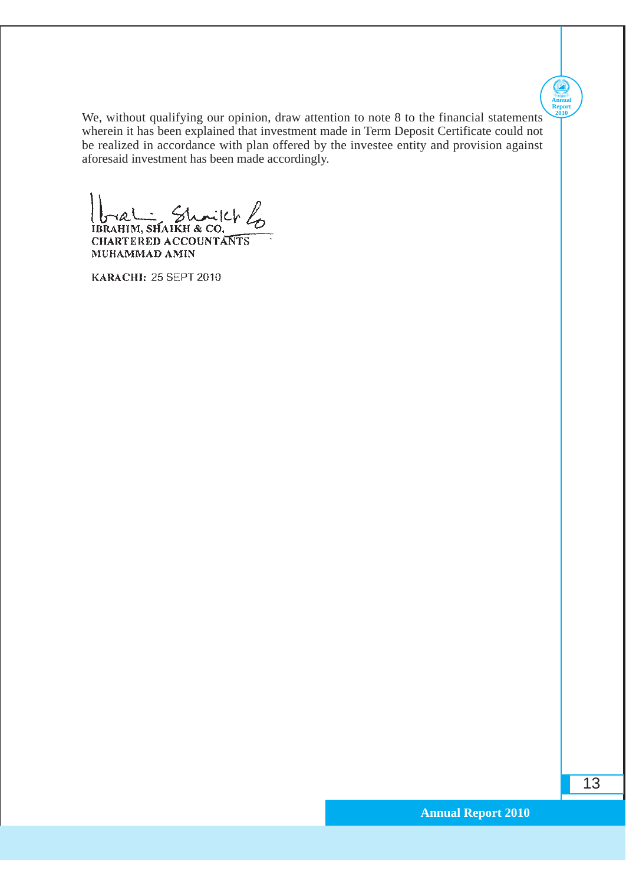We, without qualifying our opinion, draw attention to note 8 to the financial statements wherein it has been explained that investment made in Term Deposit Certificate could not be realized in accordance with plan offered by the investee entity and provision against aforesaid investment has been made accordingly.

IBRAHIM, SHAIKH & CO.
CHARTERED ACCOUNTANTS
MUHAMMAD AMIN

KARACHI: 25 SEPT 2010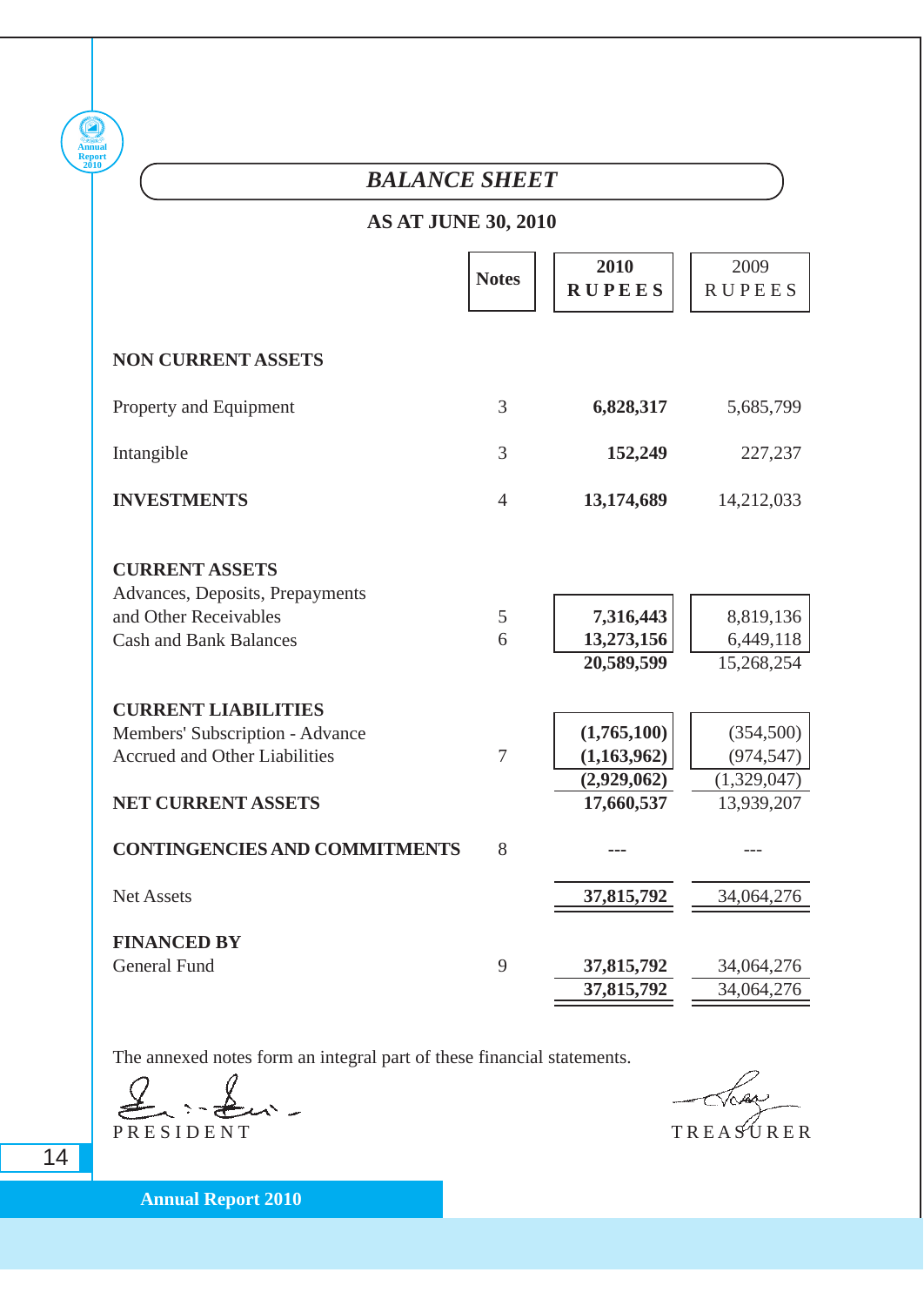# *BALANCE SHEET*

## AS AT JUNE 30, 2010

| | Notes | 2010 RUPEES | 2009 RUPEES |
|---|---|---|---|
| **NON CURRENT ASSETS** | | | |
| Property and Equipment | 3 | **6,828,317** | 5,685,799 |
| Intangible | 3 | **152,249** | 227,237 |
| **INVESTMENTS** | 4 | **13,174,689** | 14,212,033 |
| **CURRENT ASSETS** | | | |
| Advances, Deposits, Prepayments and Other Receivables | 5 | **7,316,443** | 8,819,136 |
| Cash and Bank Balances | 6 | **13,273,156** | 6,449,118 |
| | | **20,589,599** | 15,268,254 |
| **CURRENT LIABILITIES** | | | |
| Members' Subscription - Advance | | **(1,765,100)** | (354,500) |
| Accrued and Other Liabilities | 7 | **(1,163,962)** | (974,547) |
| | | **(2,929,062)** | (1,329,047) |
| **NET CURRENT ASSETS** | | **17,660,537** | 13,939,207 |
| **CONTINGENCIES AND COMMITMENTS** | 8 | --- | --- |
| Net Assets | | **37,815,792** | 34,064,276 |
| **FINANCED BY** | | | |
| General Fund | 9 | **37,815,792** | 34,064,276 |
| | | **37,815,792** | 34,064,276 |

The annexed notes form an integral part of these financial statements.

PRESIDENT                                                                 TREASURER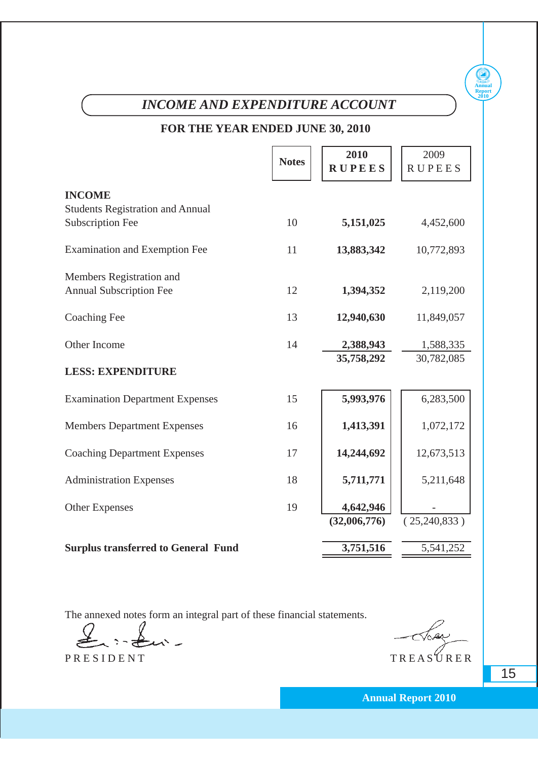# *INCOME AND EXPENDITURE ACCOUNT*

## FOR THE YEAR ENDED JUNE 30, 2010

| | Notes | 2010 RUPEES | 2009 RUPEES |
|---|---|---|---|
| **INCOME** | | | |
| Students Registration and Annual Subscription Fee | 10 | **5,151,025** | 4,452,600 |
| Examination and Exemption Fee | 11 | **13,883,342** | 10,772,893 |
| Members Registration and Annual Subscription Fee | 12 | **1,394,352** | 2,119,200 |
| Coaching Fee | 13 | **12,940,630** | 11,849,057 |
| Other Income | 14 | **2,388,943** | 1,588,335 |
| | | **35,758,292** | 30,782,085 |
| **LESS: EXPENDITURE** | | | |
| Examination Department Expenses | 15 | **5,993,976** | 6,283,500 |
| Members Department Expenses | 16 | **1,413,391** | 1,072,172 |
| Coaching Department Expenses | 17 | **14,244,692** | 12,673,513 |
| Administration Expenses | 18 | **5,711,771** | 5,211,648 |
| Other Expenses | 19 | **4,642,946** | - |
| | | **(32,006,776)** | ( 25,240,833 ) |
| **Surplus transferred to General Fund** | | **3,751,516** | 5,541,252 |

The annexed notes form an integral part of these financial statements.

PRESIDENT

TREASURER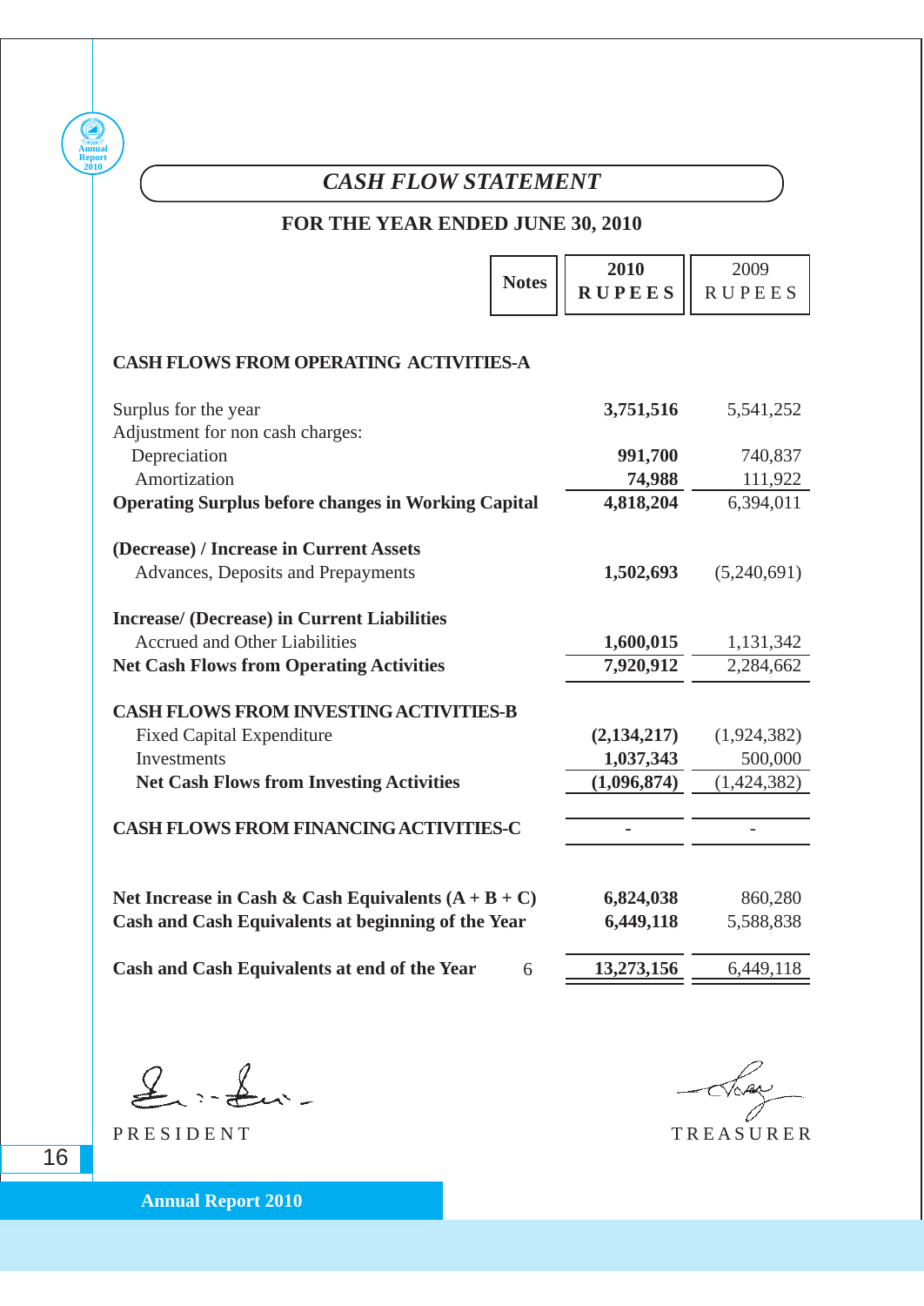# CASH FLOW STATEMENT

## FOR THE YEAR ENDED JUNE 30, 2010

| | Notes | 2010 RUPEES | 2009 RUPEES |
|---|---|---|---|
| **CASH FLOWS FROM OPERATING ACTIVITIES-A** | | | |
| Surplus for the year | | **3,751,516** | 5,541,252 |
| Adjustment for non cash charges: | | | |
| Depreciation | | **991,700** | 740,837 |
| Amortization | | **74,988** | 111,922 |
| **Operating Surplus before changes in Working Capital** | | **4,818,204** | 6,394,011 |
| **(Decrease) / Increase in Current Assets** | | | |
| Advances, Deposits and Prepayments | | **1,502,693** | (5,240,691) |
| **Increase/ (Decrease) in Current Liabilities** | | | |
| Accrued and Other Liabilities | | **1,600,015** | 1,131,342 |
| **Net Cash Flows from Operating Activities** | | **7,920,912** | 2,284,662 |
| **CASH FLOWS FROM INVESTING ACTIVITIES-B** | | | |
| Fixed Capital Expenditure | | **(2,134,217)** | (1,924,382) |
| Investments | | **1,037,343** | 500,000 |
| **Net Cash Flows from Investing Activities** | | **(1,096,874)** | (1,424,382) |
| **CASH FLOWS FROM FINANCING ACTIVITIES-C** | | **-** | - |
| **Net Increase in Cash & Cash Equivalents (A + B + C)** | | **6,824,038** | 860,280 |
| **Cash and Cash Equivalents at beginning of the Year** | | **6,449,118** | 5,588,838 |
| **Cash and Cash Equivalents at end of the Year** | 6 | **13,273,156** | 6,449,118 |

PRESIDENT

TREASURER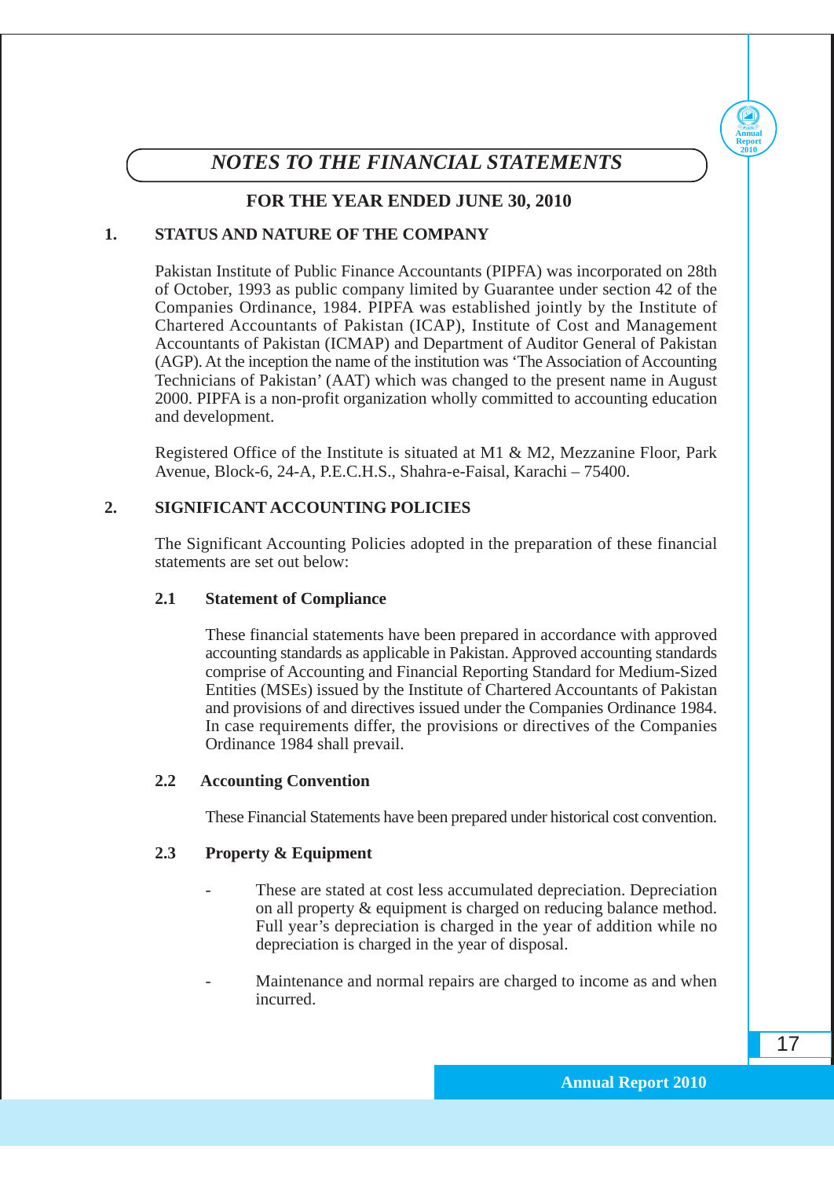# *NOTES TO THE FINANCIAL STATEMENTS*

**FOR THE YEAR ENDED JUNE 30, 2010**

## 1. STATUS AND NATURE OF THE COMPANY

Pakistan Institute of Public Finance Accountants (PIPFA) was incorporated on 28th of October, 1993 as public company limited by Guarantee under section 42 of the Companies Ordinance, 1984. PIPFA was established jointly by the Institute of Chartered Accountants of Pakistan (ICAP), Institute of Cost and Management Accountants of Pakistan (ICMAP) and Department of Auditor General of Pakistan (AGP). At the inception the name of the institution was 'The Association of Accounting Technicians of Pakistan' (AAT) which was changed to the present name in August 2000. PIPFA is a non-profit organization wholly committed to accounting education and development.

Registered Office of the Institute is situated at M1 & M2, Mezzanine Floor, Park Avenue, Block-6, 24-A, P.E.C.H.S., Shahra-e-Faisal, Karachi – 75400.

## 2. SIGNIFICANT ACCOUNTING POLICIES

The Significant Accounting Policies adopted in the preparation of these financial statements are set out below:

### 2.1 Statement of Compliance

These financial statements have been prepared in accordance with approved accounting standards as applicable in Pakistan. Approved accounting standards comprise of Accounting and Financial Reporting Standard for Medium-Sized Entities (MSEs) issued by the Institute of Chartered Accountants of Pakistan and provisions of and directives issued under the Companies Ordinance 1984. In case requirements differ, the provisions or directives of the Companies Ordinance 1984 shall prevail.

### 2.2 Accounting Convention

These Financial Statements have been prepared under historical cost convention.

### 2.3 Property & Equipment

- These are stated at cost less accumulated depreciation. Depreciation on all property & equipment is charged on reducing balance method. Full year's depreciation is charged in the year of addition while no depreciation is charged in the year of disposal.

- Maintenance and normal repairs are charged to income as and when incurred.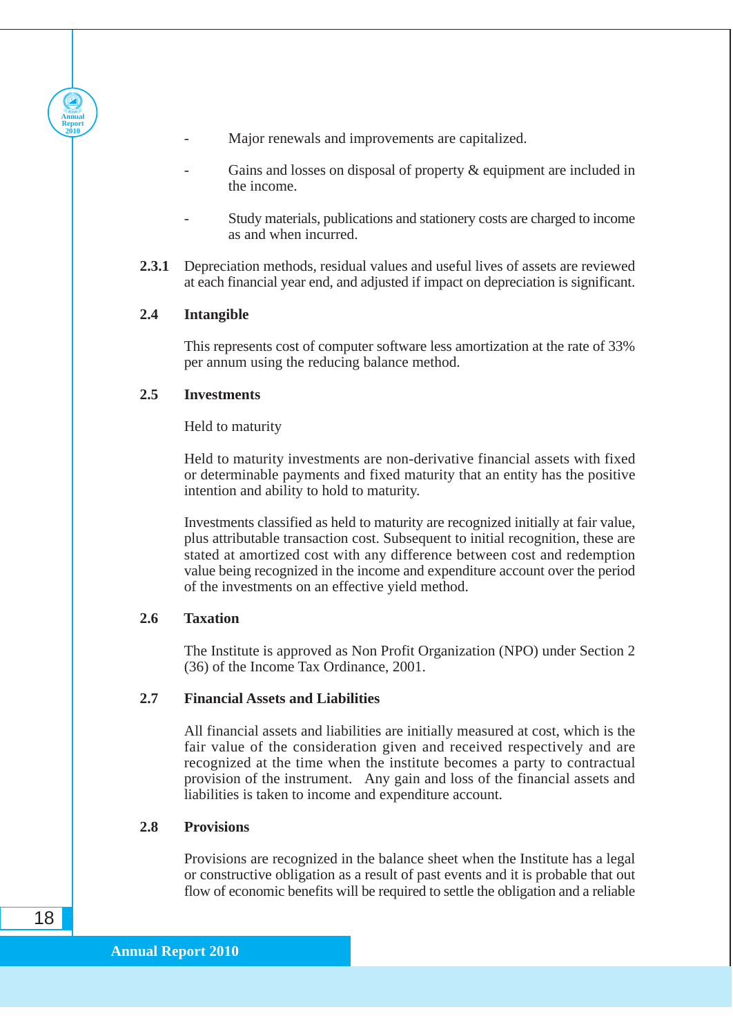- Major renewals and improvements are capitalized.

- Gains and losses on disposal of property & equipment are included in the income.

- Study materials, publications and stationery costs are charged to income as and when incurred.

**2.3.1** Depreciation methods, residual values and useful lives of assets are reviewed at each financial year end, and adjusted if impact on depreciation is significant.

### 2.4 Intangible

This represents cost of computer software less amortization at the rate of 33% per annum using the reducing balance method.

### 2.5 Investments

Held to maturity

Held to maturity investments are non-derivative financial assets with fixed or determinable payments and fixed maturity that an entity has the positive intention and ability to hold to maturity.

Investments classified as held to maturity are recognized initially at fair value, plus attributable transaction cost. Subsequent to initial recognition, these are stated at amortized cost with any difference between cost and redemption value being recognized in the income and expenditure account over the period of the investments on an effective yield method.

### 2.6 Taxation

The Institute is approved as Non Profit Organization (NPO) under Section 2 (36) of the Income Tax Ordinance, 2001.

### 2.7 Financial Assets and Liabilities

All financial assets and liabilities are initially measured at cost, which is the fair value of the consideration given and received respectively and are recognized at the time when the institute becomes a party to contractual provision of the instrument. Any gain and loss of the financial assets and liabilities is taken to income and expenditure account.

### 2.8 Provisions

Provisions are recognized in the balance sheet when the Institute has a legal or constructive obligation as a result of past events and it is probable that out flow of economic benefits will be required to settle the obligation and a reliable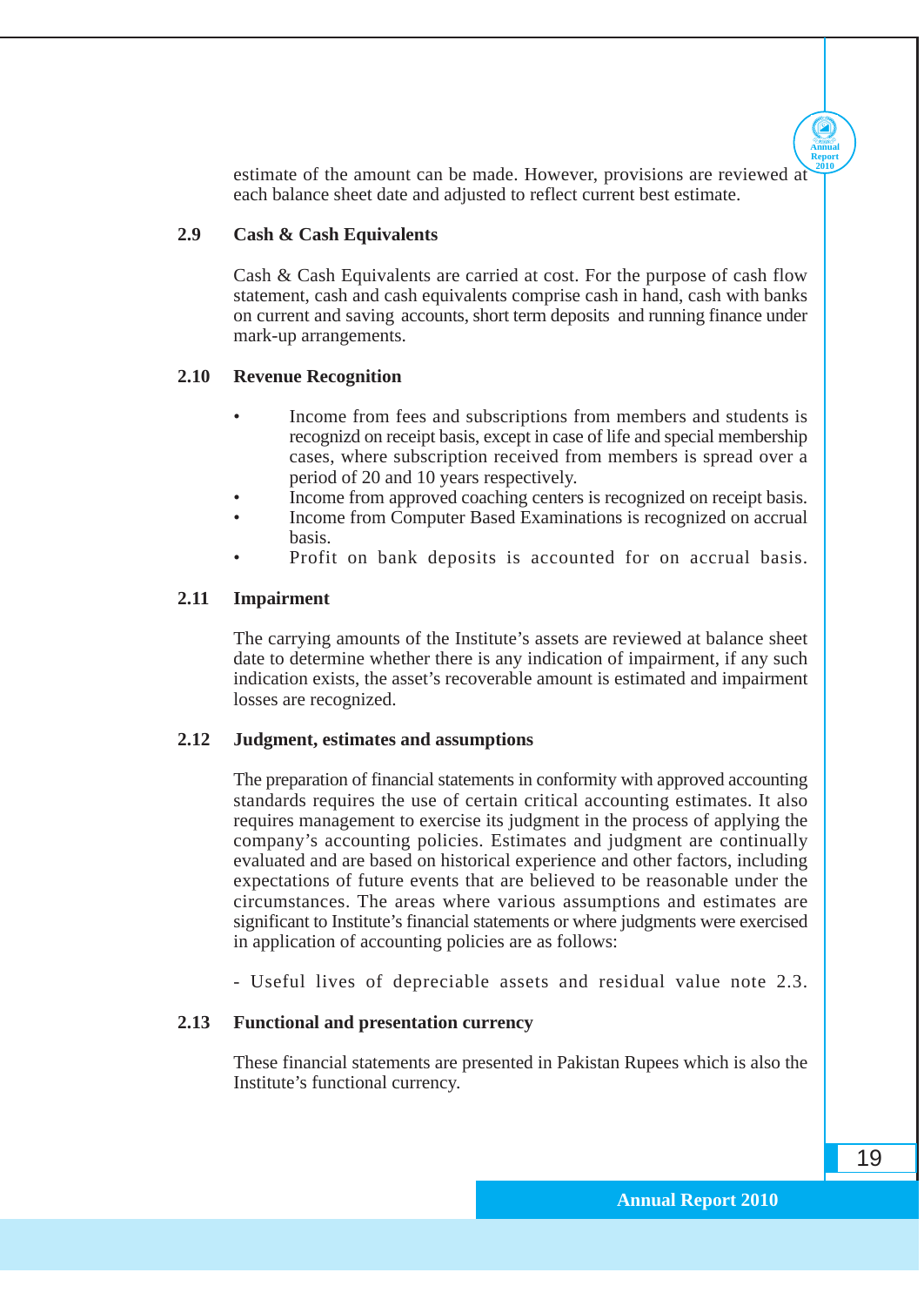estimate of the amount can be made. However, provisions are reviewed at each balance sheet date and adjusted to reflect current best estimate.

### 2.9 Cash & Cash Equivalents

Cash & Cash Equivalents are carried at cost. For the purpose of cash flow statement, cash and cash equivalents comprise cash in hand, cash with banks on current and saving accounts, short term deposits and running finance under mark-up arrangements.

### 2.10 Revenue Recognition

- Income from fees and subscriptions from members and students is recognizd on receipt basis, except in case of life and special membership cases, where subscription received from members is spread over a period of 20 and 10 years respectively.
- Income from approved coaching centers is recognized on receipt basis.
- Income from Computer Based Examinations is recognized on accrual basis.
- Profit on bank deposits is accounted for on accrual basis.

### 2.11 Impairment

The carrying amounts of the Institute's assets are reviewed at balance sheet date to determine whether there is any indication of impairment, if any such indication exists, the asset's recoverable amount is estimated and impairment losses are recognized.

### 2.12 Judgment, estimates and assumptions

The preparation of financial statements in conformity with approved accounting standards requires the use of certain critical accounting estimates. It also requires management to exercise its judgment in the process of applying the company's accounting policies. Estimates and judgment are continually evaluated and are based on historical experience and other factors, including expectations of future events that are believed to be reasonable under the circumstances. The areas where various assumptions and estimates are significant to Institute's financial statements or where judgments were exercised in application of accounting policies are as follows:

- Useful lives of depreciable assets and residual value note 2.3.

### 2.13 Functional and presentation currency

These financial statements are presented in Pakistan Rupees which is also the Institute's functional currency.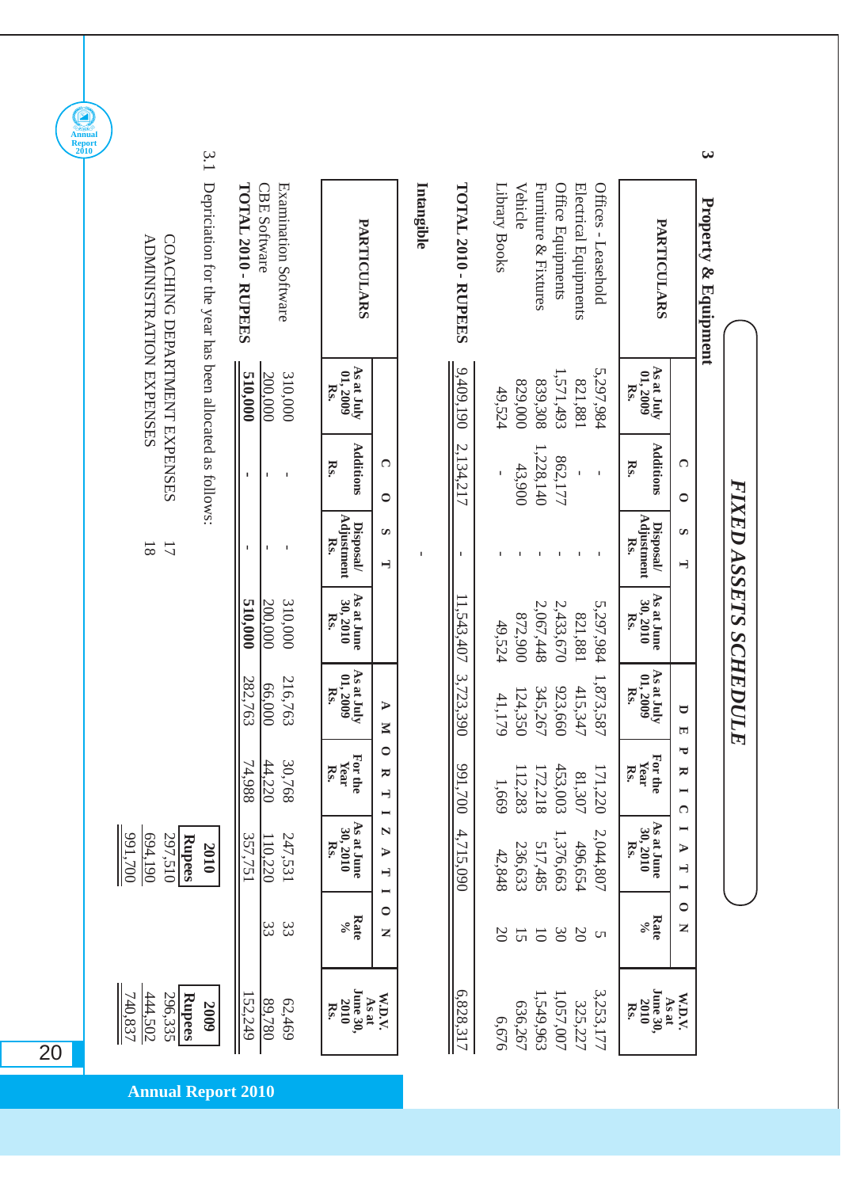# FIXED ASSETS SCHEDULE

## 3 Property & Equipment

| PARTICULARS | COST | | | | DEPRECIATION | | | | W.D.V. |
|---|---|---|---|---|---|---|---|---|---|
| | As at July 01, 2009 Rs. | Additions Rs. | Disposal/ Adjustment Rs. | As at June 30, 2010 Rs. | As at July 01, 2009 Rs. | For the Year Rs. | As at June 30, 2010 Rs. | Rate % | As at June 30, 2010 Rs. |
| Offices - Leasehold | 5,297,984 | - | - | 5,297,984 | 1,873,587 | 171,220 | 2,044,807 | 5 | 3,253,177 |
| Electrical Equipments | 821,881 | - | - | 821,881 | 415,347 | 81,307 | 496,654 | 20 | 325,227 |
| Office Equipments | 1,571,493 | 862,177 | - | 2,433,670 | 923,660 | 453,003 | 1,376,663 | 30 | 1,057,007 |
| Furniture & Fixtures | 839,308 | 1,228,140 | - | 2,067,448 | 345,267 | 172,218 | 517,485 | 10 | 1,549,963 |
| Vehicle | 829,000 | 43,900 | - | 872,900 | 124,350 | 112,283 | 236,633 | 15 | 636,267 |
| Library Books | 49,524 | - | - | 49,524 | 41,179 | 1,669 | 42,848 | 20 | 6,676 |
| **TOTAL 2010 - RUPEES** | **9,409,190** | **2,134,217** | **-** | **11,543,407** | **3,723,390** | **991,700** | **4,715,090** | | **6,828,317** |

### Intangible

| PARTICULARS | COST | | | | AMORTIZATION | | | | W.D.V. |
|---|---|---|---|---|---|---|---|---|---|
| | As at July 01, 2009 Rs. | Additions Rs. | Disposal/ Adjustment Rs. | As at June 30, 2010 Rs. | As at July 01, 2009 Rs. | For the Year Rs. | As at June 30, 2010 Rs. | Rate % | As at June 30, 2010 Rs. |
| Examination Software | 310,000 | - | - | 310,000 | 216,763 | 30,768 | 247,531 | 33 | 62,469 |
| CBE Software | 200,000 | - | - | 200,000 | 66,000 | 44,220 | 110,220 | 33 | 89,780 |
| **TOTAL 2010 - RUPEES** | **510,000** | **-** | **-** | **510,000** | **282,763** | **74,988** | **357,751** | | **152,249** |

3.1 Depriciation for the year has been allocated as follows:

| | Note | 2010 Rupees | 2009 Rupees |
|---|---|---|---|
| COACHING DEPARTMENT EXPENSES | 17 | 297,510 | 296,335 |
| ADMINISTRATION EXPENSES | 18 | 694,190 | 444,502 |
| | | 991,700 | 740,837 |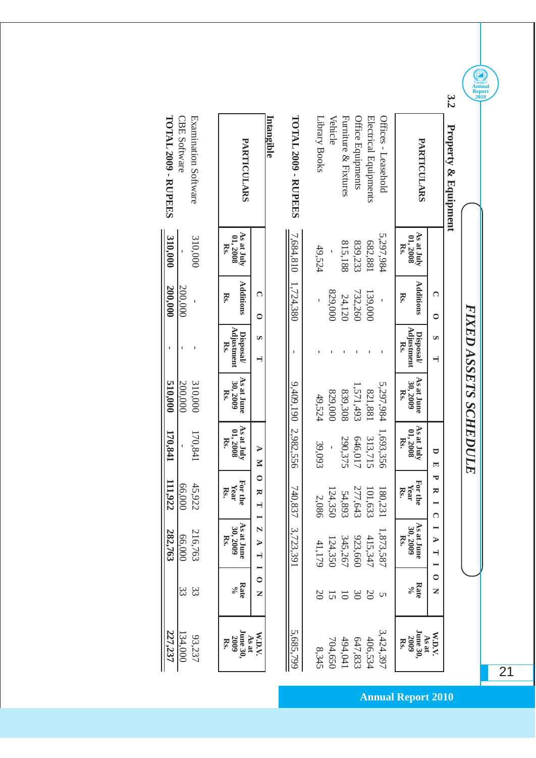# FIXED ASSETS SCHEDULE

## 3.2 Property & Equipment

| PARTICULARS | COST | | | | DEPRICIATION | | | | W.D.V. |
|---|---|---|---|---|---|---|---|---|---|
| | As at July 01, 2008 Rs. | Additions Rs. | Disposal/ Adjustment Rs. | As at June 30, 2009 Rs. | As at July 01, 2008 Rs. | For the Year Rs. | As at June 30, 2009 Rs. | Rate % | As at June 30, 2009 Rs. |
| Offices - Leasehold | 5,297,984 | - | - | 5,297,984 | 1,693,356 | 180,231 | 1,873,587 | 5 | 3,424,397 |
| Electrical Equipments | 682,881 | 139,000 | - | 821,881 | 313,715 | 101,633 | 415,347 | 20 | 406,534 |
| Office Equipments | 839,233 | 732,260 | - | 1,571,493 | 646,017 | 277,643 | 923,660 | 30 | 647,833 |
| Furniture & Fixtures | 815,188 | 24,120 | - | 839,308 | 290,375 | 54,893 | 345,267 | 10 | 494,041 |
| Vehicle | - | 829,000 | - | 829,000 | - | 124,350 | 124,350 | 15 | 704,650 |
| Library Books | 49,524 | - | - | 49,524 | 39,093 | 2,086 | 41,179 | 20 | 8,345 |
| **TOTAL 2009 - RUPEES** | 7,684,810 | 1,724,380 | - | 9,409,190 | 2,982,556 | 740,837 | 3,723,391 | | 5,685,799 |

**Intangible**

| PARTICULARS | COST | | | | AMORTIZATION | | | | W.D.V. |
|---|---|---|---|---|---|---|---|---|---|
| | As at July 01, 2008 Rs. | Additions Rs. | Disposal/ Adjustment Rs. | As at June 30, 2009 Rs. | As at July 01, 2008 Rs. | For the Year Rs. | As at June 30, 2009 Rs. | Rate % | As at June 30, 2009 Rs. |
| Examination Software | 310,000 | - | - | 310,000 | 170,841 | 45,922 | 216,763 | 33 | 93,237 |
| CBE Software | - | 200,000 | - | 200,000 | - | 66,000 | 66,000 | 33 | 134,000 |
| **TOTAL 2009 - RUPEES** | **310,000** | **200,000** | - | **510,000** | **170,841** | **111,922** | **282,763** | | **227,237** |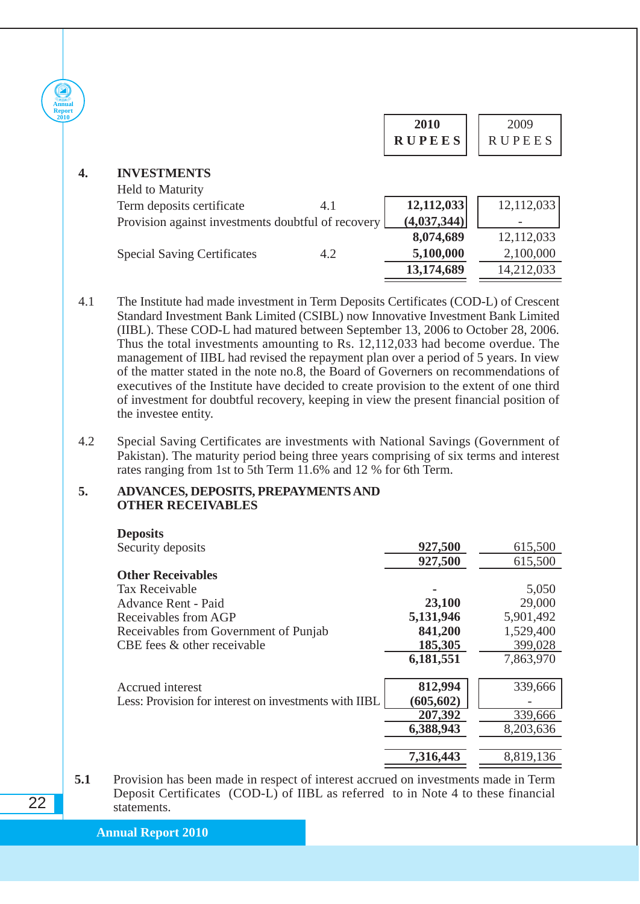| | | 2010 RUPEES | 2009 RUPEES |
|---|---|---|---|
| **4. INVESTMENTS** | | | |
| Held to Maturity | | | |
| Term deposits certificate | 4.1 | **12,112,033** | 12,112,033 |
| Provision against investments doubtful of recovery | | **(4,037,344)** | - |
| | | **8,074,689** | 12,112,033 |
| Special Saving Certificates | 4.2 | **5,100,000** | 2,100,000 |
| | | **13,174,689** | 14,212,033 |

4.1 The Institute had made investment in Term Deposits Certificates (COD-L) of Crescent Standard Investment Bank Limited (CSIBL) now Innovative Investment Bank Limited (IIBL). These COD-L had matured between September 13, 2006 to October 28, 2006. Thus the total investments amounting to Rs. 12,112,033 had become overdue. The management of IIBL had revised the repayment plan over a period of 5 years. In view of the matter stated in the note no.8, the Board of Governers on recommendations of executives of the Institute have decided to create provision to the extent of one third of investment for doubtful recovery, keeping in view the present financial position of the investee entity.

4.2 Special Saving Certificates are investments with National Savings (Government of Pakistan). The maturity period being three years comprising of six terms and interest rates ranging from 1st to 5th Term 11.6% and 12 % for 6th Term.

**5. ADVANCES, DEPOSITS, PREPAYMENTS AND OTHER RECEIVABLES**

| | 2010 RUPEES | 2009 RUPEES |
|---|---|---|
| **Deposits** | | |
| Security deposits | **927,500** | 615,500 |
| | **927,500** | 615,500 |
| **Other Receivables** | | |
| Tax Receivable | **-** | 5,050 |
| Advance Rent - Paid | **23,100** | 29,000 |
| Receivables from AGP | **5,131,946** | 5,901,492 |
| Receivables from Government of Punjab | **841,200** | 1,529,400 |
| CBE fees & other receivable | **185,305** | 399,028 |
| | **6,181,551** | 7,863,970 |
| Accrued interest | **812,994** | 339,666 |
| Less: Provision for interest on investments with IIBL | **(605,602)** | - |
| | **207,392** | 339,666 |
| | **6,388,943** | 8,203,636 |
| | **7,316,443** | 8,819,136 |

**5.1** Provision has been made in respect of interest accrued on investments made in Term Deposit Certificates (COD-L) of IIBL as referred to in Note 4 to these financial statements.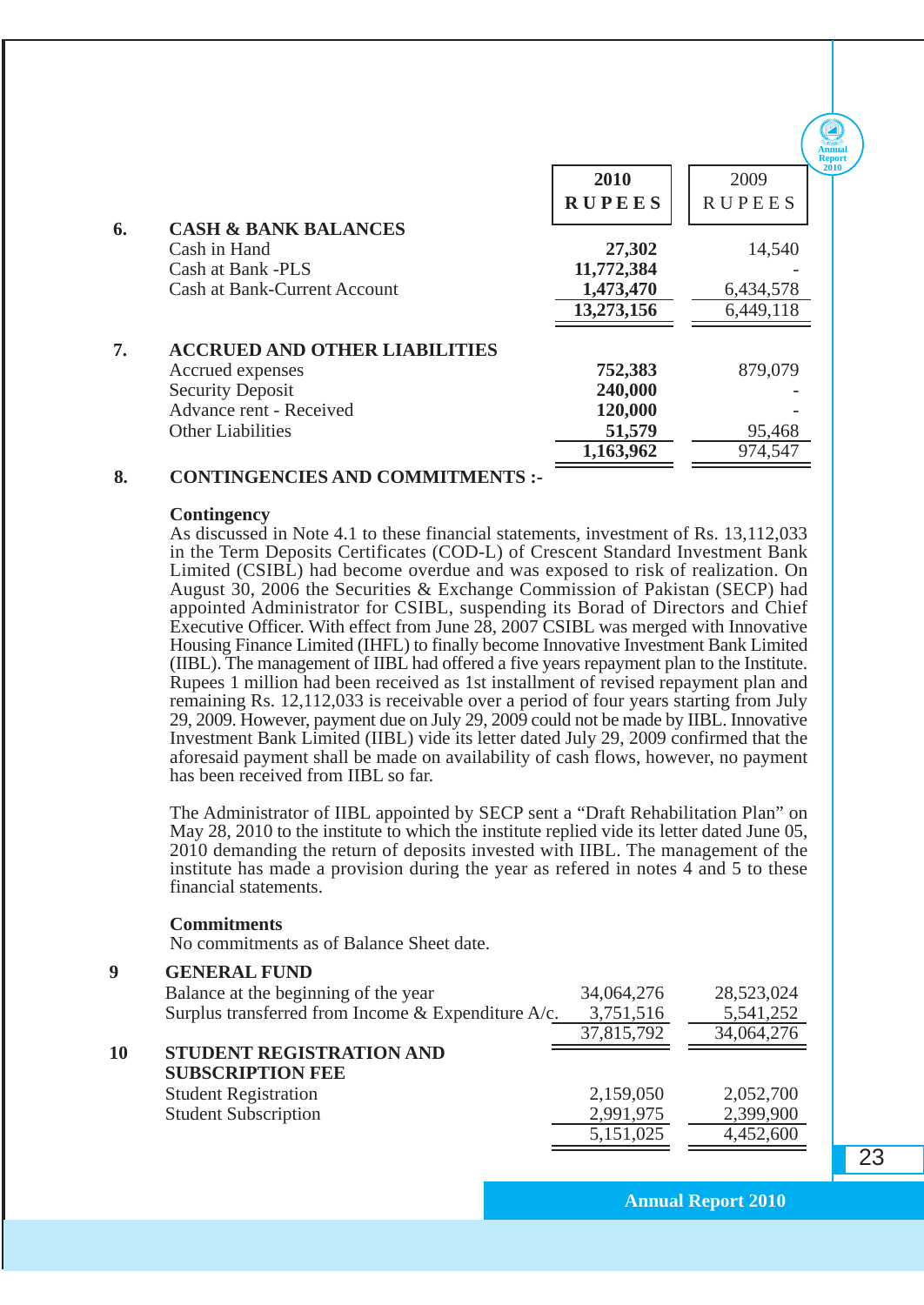| | | 2010 RUPEES | 2009 RUPEES |
|---|---|---|---|
| **6.** | **CASH & BANK BALANCES** | | |
| | Cash in Hand | **27,302** | 14,540 |
| | Cash at Bank -PLS | **11,772,384** | - |
| | Cash at Bank-Current Account | **1,473,470** | 6,434,578 |
| | | **13,273,156** | 6,449,118 |
| **7.** | **ACCRUED AND OTHER LIABILITIES** | | |
| | Accrued expenses | **752,383** | 879,079 |
| | Security Deposit | **240,000** | - |
| | Advance rent - Received | **120,000** | - |
| | Other Liabilities | **51,579** | 95,468 |
| | | **1,163,962** | 974,547 |

**8. CONTINGENCIES AND COMMITMENTS :-**

**Contingency**

As discussed in Note 4.1 to these financial statements, investment of Rs. 13,112,033 in the Term Deposits Certificates (COD-L) of Crescent Standard Investment Bank Limited (CSIBL) had become overdue and was exposed to risk of realization. On August 30, 2006 the Securities & Exchange Commission of Pakistan (SECP) had appointed Administrator for CSIBL, suspending its Borad of Directors and Chief Executive Officer. With effect from June 28, 2007 CSIBL was merged with Innovative Housing Finance Limited (IHFL) to finally become Innovative Investment Bank Limited (IIBL). The management of IIBL had offered a five years repayment plan to the Institute. Rupees 1 million had been received as 1st installment of revised repayment plan and remaining Rs. 12,112,033 is receivable over a period of four years starting from July 29, 2009. However, payment due on July 29, 2009 could not be made by IIBL. Innovative Investment Bank Limited (IIBL) vide its letter dated July 29, 2009 confirmed that the aforesaid payment shall be made on availability of cash flows, however, no payment has been received from IIBL so far.

The Administrator of IIBL appointed by SECP sent a "Draft Rehabilitation Plan" on May 28, 2010 to the institute to which the institute replied vide its letter dated June 05, 2010 demanding the return of deposits invested with IIBL. The management of the institute has made a provision during the year as refered in notes 4 and 5 to these financial statements.

**Commitments**

No commitments as of Balance Sheet date.

| | | 2010 RUPEES | 2009 RUPEES |
|---|---|---|---|
| **9** | **GENERAL FUND** | | |
| | Balance at the beginning of the year | 34,064,276 | 28,523,024 |
| | Surplus transferred from Income & Expenditure A/c. | 3,751,516 | 5,541,252 |
| | | 37,815,792 | 34,064,276 |
| **10** | **STUDENT REGISTRATION AND SUBSCRIPTION FEE** | | |
| | Student Registration | 2,159,050 | 2,052,700 |
| | Student Subscription | 2,991,975 | 2,399,900 |
| | | 5,151,025 | 4,452,600 |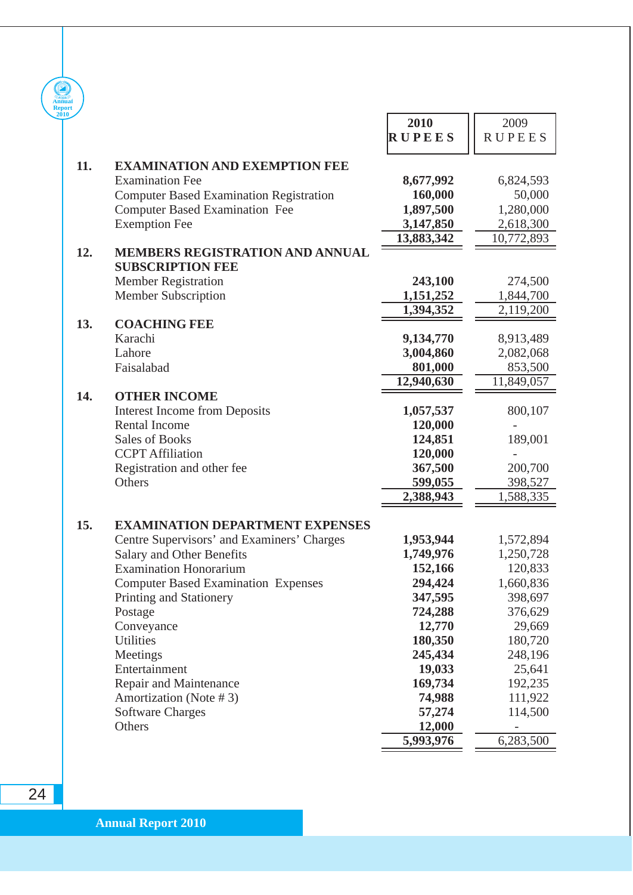| | | 2010 RUPEES | 2009 RUPEES |
|---|---|---|---|
| **11.** | **EXAMINATION AND EXEMPTION FEE** | | |
| | Examination Fee | **8,677,992** | 6,824,593 |
| | Computer Based Examination Registration | **160,000** | 50,000 |
| | Computer Based Examination Fee | **1,897,500** | 1,280,000 |
| | Exemption Fee | **3,147,850** | 2,618,300 |
| | | **13,883,342** | 10,772,893 |
| **12.** | **MEMBERS REGISTRATION AND ANNUAL SUBSCRIPTION FEE** | | |
| | Member Registration | **243,100** | 274,500 |
| | Member Subscription | **1,151,252** | 1,844,700 |
| | | **1,394,352** | 2,119,200 |
| **13.** | **COACHING FEE** | | |
| | Karachi | **9,134,770** | 8,913,489 |
| | Lahore | **3,004,860** | 2,082,068 |
| | Faisalabad | **801,000** | 853,500 |
| | | **12,940,630** | 11,849,057 |
| **14.** | **OTHER INCOME** | | |
| | Interest Income from Deposits | **1,057,537** | 800,107 |
| | Rental Income | **120,000** | - |
| | Sales of Books | **124,851** | 189,001 |
| | CCPT Affiliation | **120,000** | - |
| | Registration and other fee | **367,500** | 200,700 |
| | Others | **599,055** | 398,527 |
| | | **2,388,943** | 1,588,335 |
| **15.** | **EXAMINATION DEPARTMENT EXPENSES** | | |
| | Centre Supervisors' and Examiners' Charges | **1,953,944** | 1,572,894 |
| | Salary and Other Benefits | **1,749,976** | 1,250,728 |
| | Examination Honorarium | **152,166** | 120,833 |
| | Computer Based Examination Expenses | **294,424** | 1,660,836 |
| | Printing and Stationery | **347,595** | 398,697 |
| | Postage | **724,288** | 376,629 |
| | Conveyance | **12,770** | 29,669 |
| | Utilities | **180,350** | 180,720 |
| | Meetings | **245,434** | 248,196 |
| | Entertainment | **19,033** | 25,641 |
| | Repair and Maintenance | **169,734** | 192,235 |
| | Amortization (Note # 3) | **74,988** | 111,922 |
| | Software Charges | **57,274** | 114,500 |
| | Others | **12,000** | - |
| | | **5,993,976** | 6,283,500 |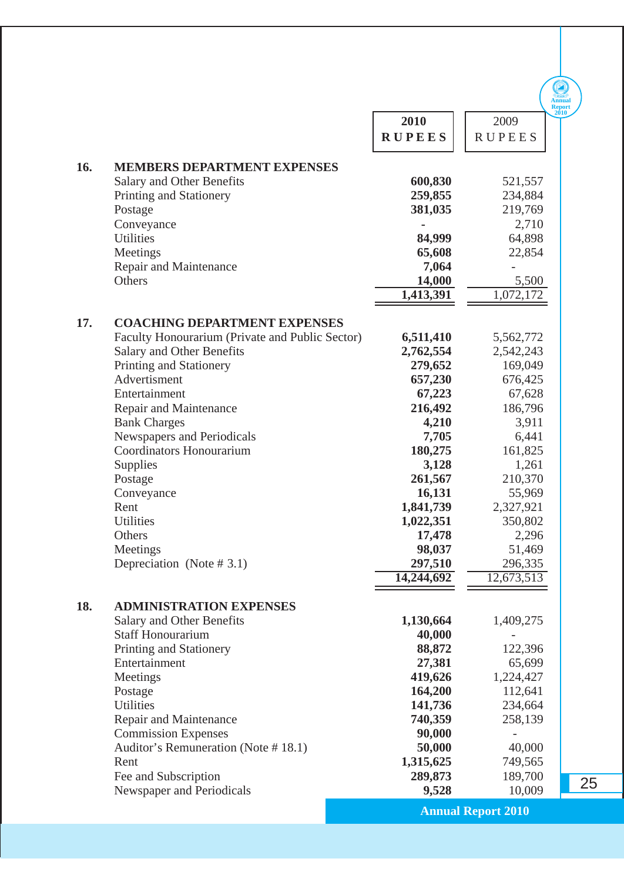| | | 2010 RUPEES | 2009 RUPEES |
|---|---|---|---|
| **16.** | **MEMBERS DEPARTMENT EXPENSES** | | |
| | Salary and Other Benefits | **600,830** | 521,557 |
| | Printing and Stationery | **259,855** | 234,884 |
| | Postage | **381,035** | 219,769 |
| | Conveyance | **-** | 2,710 |
| | Utilities | **84,999** | 64,898 |
| | Meetings | **65,608** | 22,854 |
| | Repair and Maintenance | **7,064** | - |
| | Others | **14,000** | 5,500 |
| | | **1,413,391** | 1,072,172 |
| **17.** | **COACHING DEPARTMENT EXPENSES** | | |
| | Faculty Honourarium (Private and Public Sector) | **6,511,410** | 5,562,772 |
| | Salary and Other Benefits | **2,762,554** | 2,542,243 |
| | Printing and Stationery | **279,652** | 169,049 |
| | Advertisment | **657,230** | 676,425 |
| | Entertainment | **67,223** | 67,628 |
| | Repair and Maintenance | **216,492** | 186,796 |
| | Bank Charges | **4,210** | 3,911 |
| | Newspapers and Periodicals | **7,705** | 6,441 |
| | Coordinators Honourarium | **180,275** | 161,825 |
| | Supplies | **3,128** | 1,261 |
| | Postage | **261,567** | 210,370 |
| | Conveyance | **16,131** | 55,969 |
| | Rent | **1,841,739** | 2,327,921 |
| | Utilities | **1,022,351** | 350,802 |
| | Others | **17,478** | 2,296 |
| | Meetings | **98,037** | 51,469 |
| | Depreciation (Note # 3.1) | **297,510** | 296,335 |
| | | **14,244,692** | 12,673,513 |
| **18.** | **ADMINISTRATION EXPENSES** | | |
| | Salary and Other Benefits | **1,130,664** | 1,409,275 |
| | Staff Honourarium | **40,000** | - |
| | Printing and Stationery | **88,872** | 122,396 |
| | Entertainment | **27,381** | 65,699 |
| | Meetings | **419,626** | 1,224,427 |
| | Postage | **164,200** | 112,641 |
| | Utilities | **141,736** | 234,664 |
| | Repair and Maintenance | **740,359** | 258,139 |
| | Commission Expenses | **90,000** | - |
| | Auditor's Remuneration (Note # 18.1) | **50,000** | 40,000 |
| | Rent | **1,315,625** | 749,565 |
| | Fee and Subscription | **289,873** | 189,700 |
| | Newspaper and Periodicals | **9,528** | 10,009 |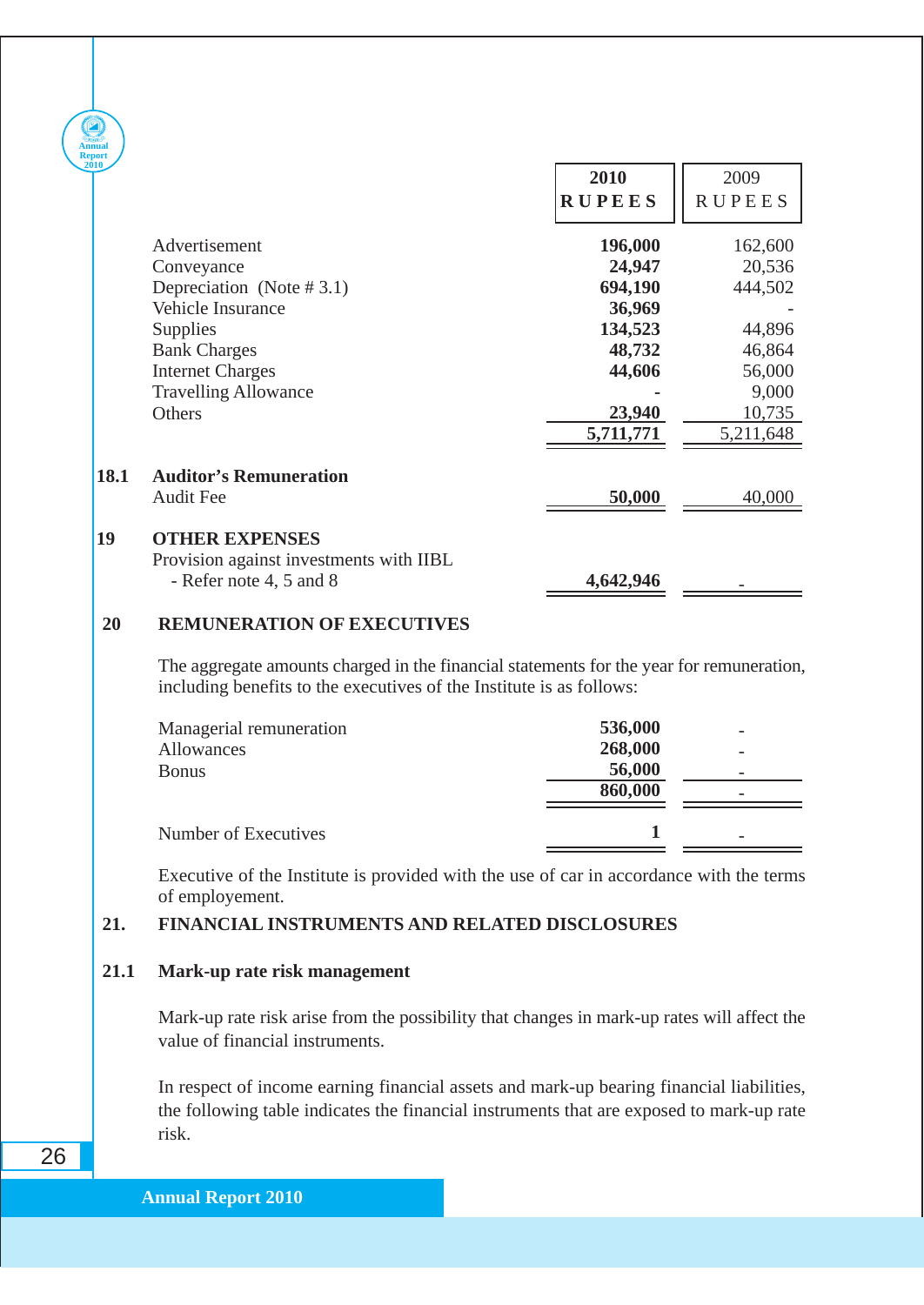| | 2010 RUPEES | 2009 RUPEES |
|---|---|---|
| Advertisement | **196,000** | 162,600 |
| Conveyance | **24,947** | 20,536 |
| Depreciation (Note # 3.1) | **694,190** | 444,502 |
| Vehicle Insurance | **36,969** | - |
| Supplies | **134,523** | 44,896 |
| Bank Charges | **48,732** | 46,864 |
| Internet Charges | **44,606** | 56,000 |
| Travelling Allowance | - | 9,000 |
| Others | **23,940** | 10,735 |
| | **5,711,771** | 5,211,648 |

**18.1 Auditor's Remuneration**

| | 2010 | 2009 |
|---|---|---|
| Audit Fee | **50,000** | 40,000 |

**19 OTHER EXPENSES**

| | 2010 | 2009 |
|---|---|---|
| Provision against investments with IIBL - Refer note 4, 5 and 8 | **4,642,946** | - |

**20 REMUNERATION OF EXECUTIVES**

The aggregate amounts charged in the financial statements for the year for remuneration, including benefits to the executives of the Institute is as follows:

| | 2010 | 2009 |
|---|---|---|
| Managerial remuneration | **536,000** | - |
| Allowances | **268,000** | - |
| Bonus | **56,000** | - |
| | **860,000** | - |
| Number of Executives | **1** | - |

Executive of the Institute is provided with the use of car in accordance with the terms of employement.

**21. FINANCIAL INSTRUMENTS AND RELATED DISCLOSURES**

**21.1 Mark-up rate risk management**

Mark-up rate risk arise from the possibility that changes in mark-up rates will affect the value of financial instruments.

In respect of income earning financial assets and mark-up bearing financial liabilities, the following table indicates the financial instruments that are exposed to mark-up rate risk.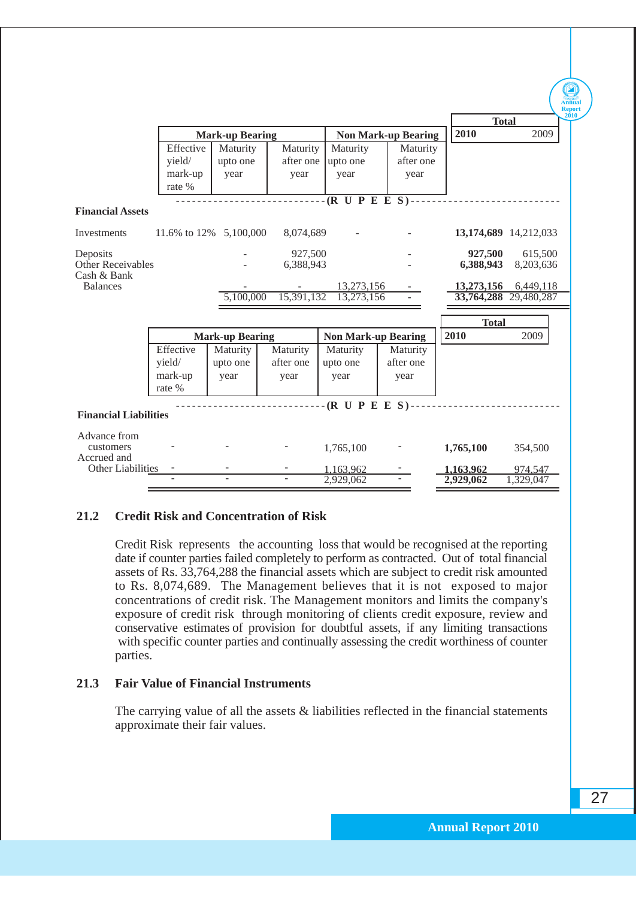| | Mark-up Bearing | | | Non Mark-up Bearing | | Total | |
|---|---|---|---|---|---|---|---|
| | Effective yield/ mark-up rate % | Maturity upto one year | Maturity after one year | Maturity upto one year | Maturity after one year | 2010 | 2009 |
| | (R U P E E S) | | | | | | |
| **Financial Assets** | | | | | | | |
| Investments | 11.6% to 12% | 5,100,000 | 8,074,689 | - | - | **13,174,689** | 14,212,033 |
| Deposits | | - | 927,500 | | - | **927,500** | 615,500 |
| Other Receivables | | - | 6,388,943 | | - | **6,388,943** | 8,203,636 |
| Cash & Bank Balances | | - | - | 13,273,156 | - | **13,273,156** | 6,449,118 |
| | | 5,100,000 | 15,391,132 | 13,273,156 | - | **33,764,288** | 29,480,287 |

| | Mark-up Bearing | | | Non Mark-up Bearing | | Total | |
|---|---|---|---|---|---|---|---|
| | Effective yield/ mark-up rate % | Maturity upto one year | Maturity after one year | Maturity upto one year | Maturity after one year | 2010 | 2009 |
| | (R U P E E S) | | | | | | |
| **Financial Liabilities** | | | | | | | |
| Advance from customers | - | - | - | 1,765,100 | - | **1,765,100** | 354,500 |
| Accrued and Other Liabilities | - | - | - | 1,163,962 | - | **1,163,962** | 974,547 |
| | - | - | - | 2,929,062 | - | **2,929,062** | 1,329,047 |

## 21.2 Credit Risk and Concentration of Risk

Credit Risk represents the accounting loss that would be recognised at the reporting date if counter parties failed completely to perform as contracted. Out of total financial assets of Rs. 33,764,288 the financial assets which are subject to credit risk amounted to Rs. 8,074,689. The Management believes that it is not exposed to major concentrations of credit risk. The Management monitors and limits the company's exposure of credit risk through monitoring of clients credit exposure, review and conservative estimates of provision for doubtful assets, if any limiting transactions with specific counter parties and continually assessing the credit worthiness of counter parties.

## 21.3 Fair Value of Financial Instruments

The carrying value of all the assets & liabilities reflected in the financial statements approximate their fair values.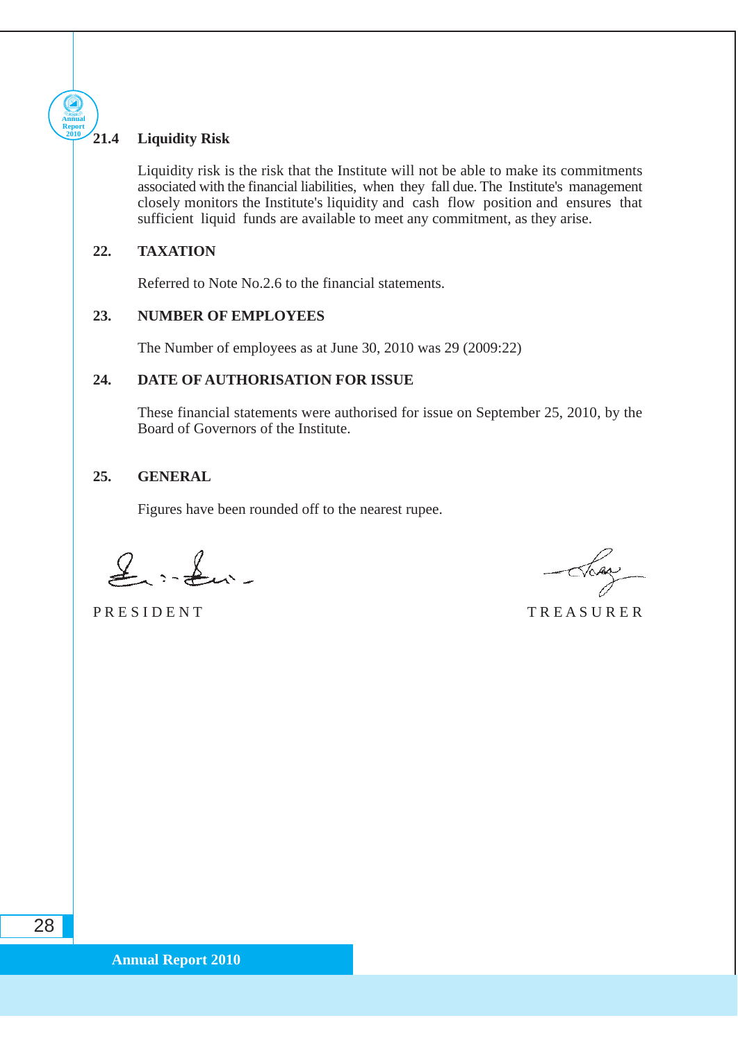### 21.4 Liquidity Risk

Liquidity risk is the risk that the Institute will not be able to make its commitments associated with the financial liabilities, when they fall due. The Institute's management closely monitors the Institute's liquidity and cash flow position and ensures that sufficient liquid funds are available to meet any commitment, as they arise.

## 22. TAXATION

Referred to Note No.2.6 to the financial statements.

## 23. NUMBER OF EMPLOYEES

The Number of employees as at June 30, 2010 was 29 (2009:22)

## 24. DATE OF AUTHORISATION FOR ISSUE

These financial statements were authorised for issue on September 25, 2010, by the Board of Governors of the Institute.

## 25. GENERAL

Figures have been rounded off to the nearest rupee.

PRESIDENT

TREASURER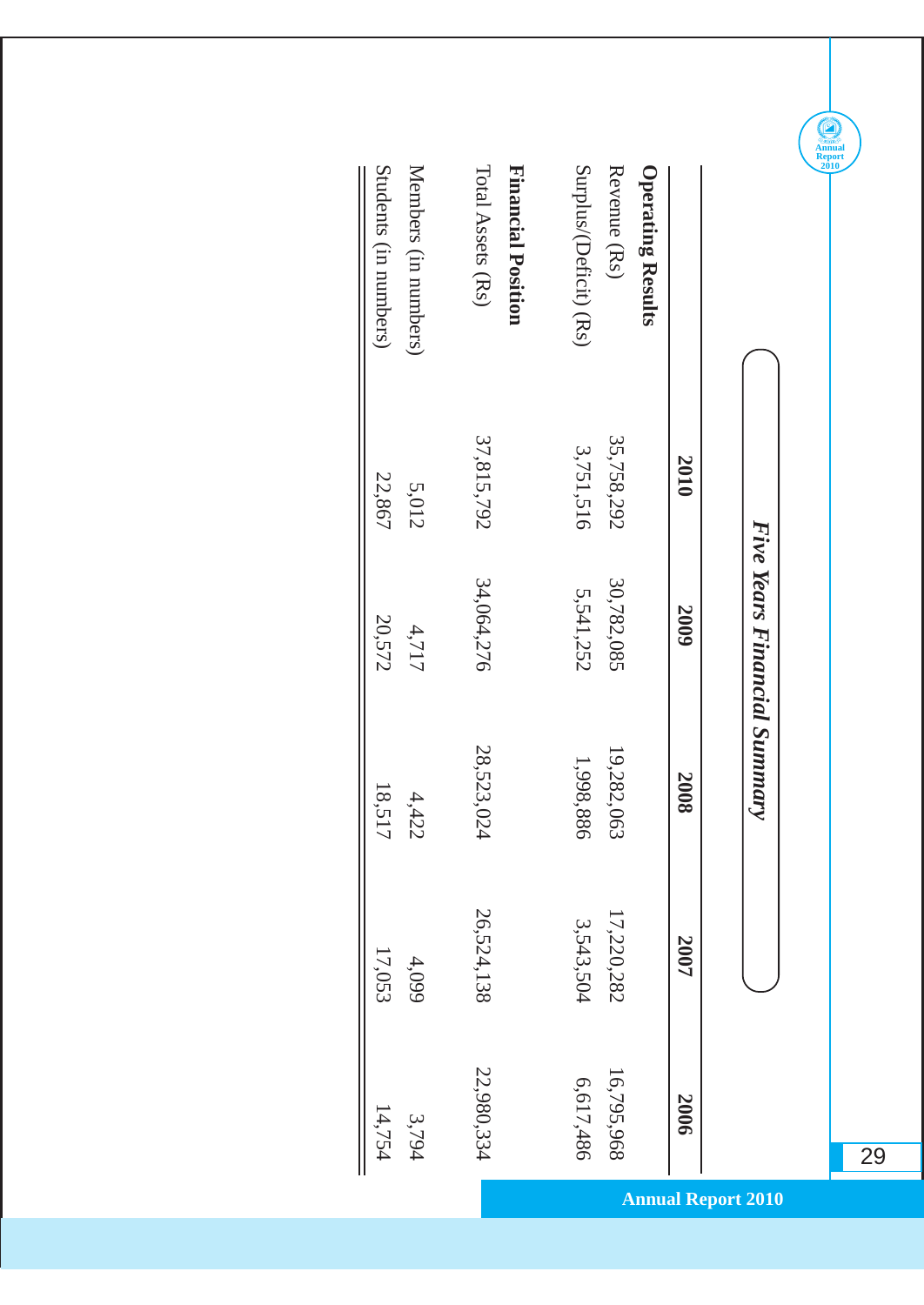## *Five Years Financial Summary*

| | 2010 | 2009 | 2008 | 2007 | 2006 |
|---|---|---|---|---|---|
| **Operating Results** | | | | | |
| Revenue (Rs) | 35,758,292 | 30,782,085 | 19,282,063 | 17,220,282 | 16,795,968 |
| Surplus/(Deficit) (Rs) | 3,751,516 | 5,541,252 | 1,998,886 | 3,543,504 | 6,617,486 |
| **Financial Position** | | | | | |
| Total Assets (Rs) | 37,815,792 | 34,064,276 | 28,523,024 | 26,524,138 | 22,980,334 |
| Members (in numbers) | 5,012 | 4,717 | 4,422 | 4,099 | 3,794 |
| Students (in numbers) | 22,867 | 20,572 | 18,517 | 17,053 | 14,754 |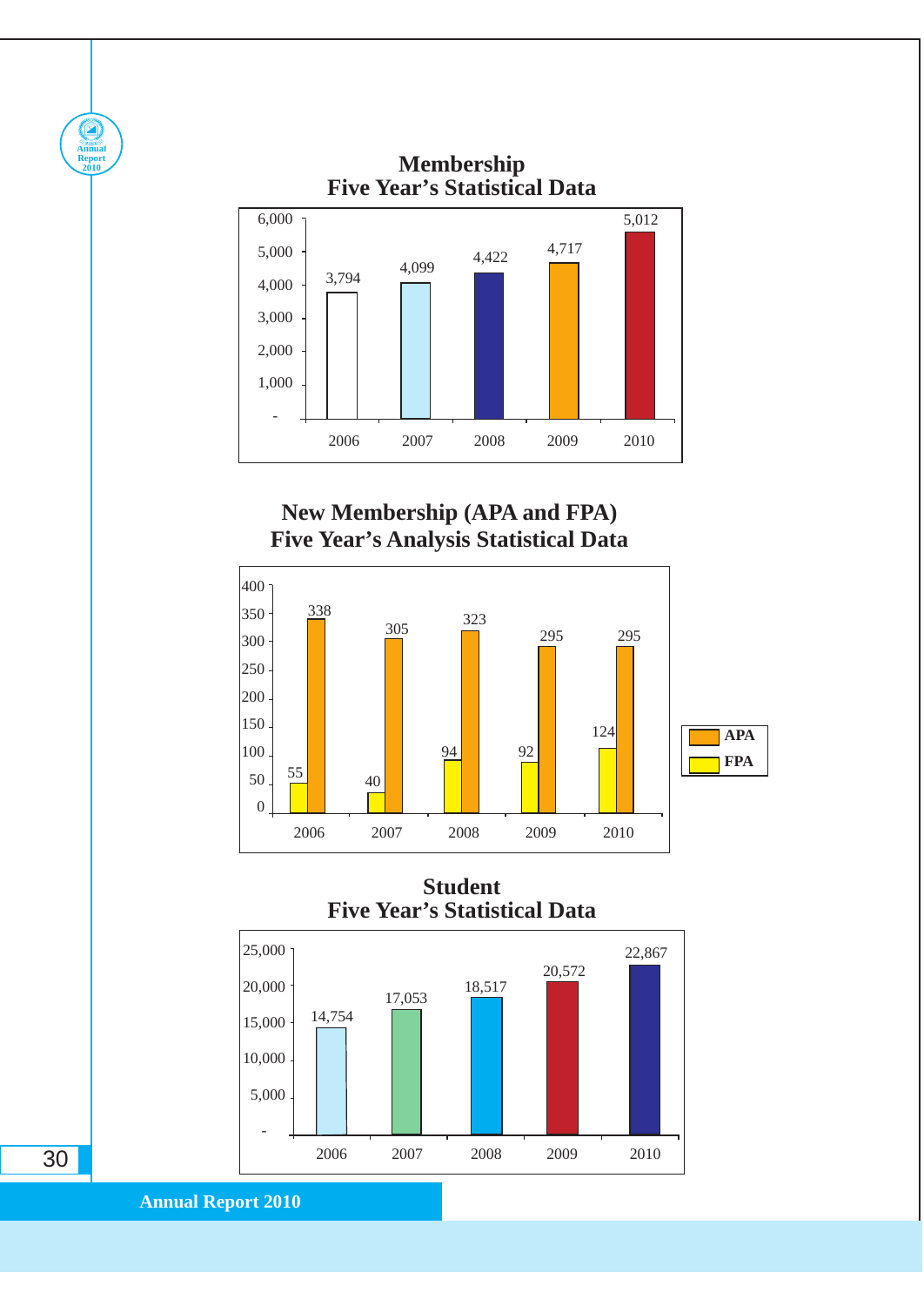## Membership
## Five Year's Statistical Data

| Year | Membership |
|---|---|
| 2006 | 3,794 |
| 2007 | 4,099 |
| 2008 | 4,422 |
| 2009 | 4,717 |
| 2010 | 5,012 |

## New Membership (APA and FPA)
## Five Year's Analysis Statistical Data

| Year | FPA | APA |
|---|---|---|
| 2006 | 55 | 338 |
| 2007 | 40 | 305 |
| 2008 | 94 | 323 |
| 2009 | 92 | 295 |
| 2010 | 124 | 295 |

## Student
## Five Year's Statistical Data

| Year | Students |
|---|---|
| 2006 | 14,754 |
| 2007 | 17,053 |
| 2008 | 18,517 |
| 2009 | 20,572 |
| 2010 | 22,867 |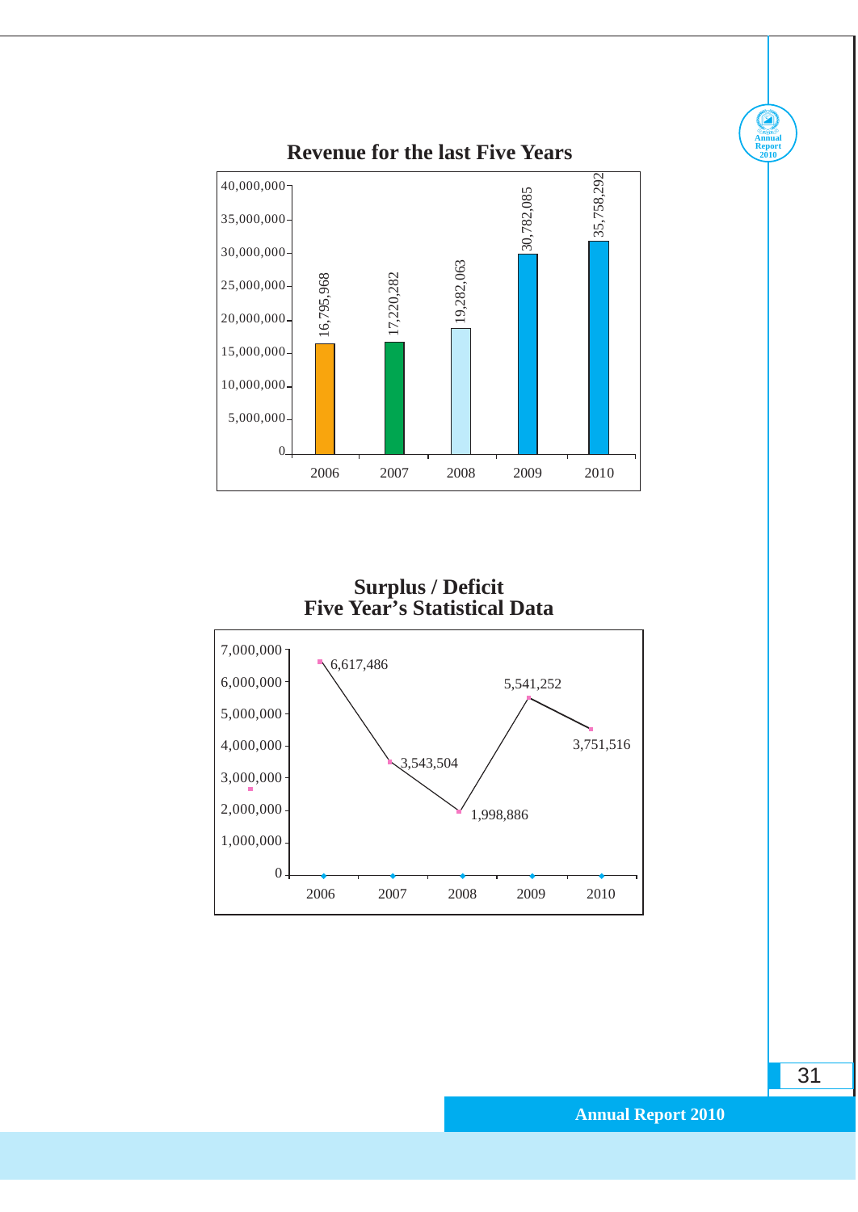## Revenue for the last Five Years

| Year | Revenue |
|---|---|
| 2006 | 16,795,968 |
| 2007 | 17,220,282 |
| 2008 | 19,282,063 |
| 2009 | 30,782,085 |
| 2010 | 35,758,292 |

## Surplus / Deficit
## Five Year's Statistical Data

| Year | Surplus / Deficit |
|---|---|
| 2006 | 6,617,486 |
| 2007 | 3,543,504 |
| 2008 | 1,998,886 |
| 2009 | 5,541,252 |
| 2010 | 3,751,516 |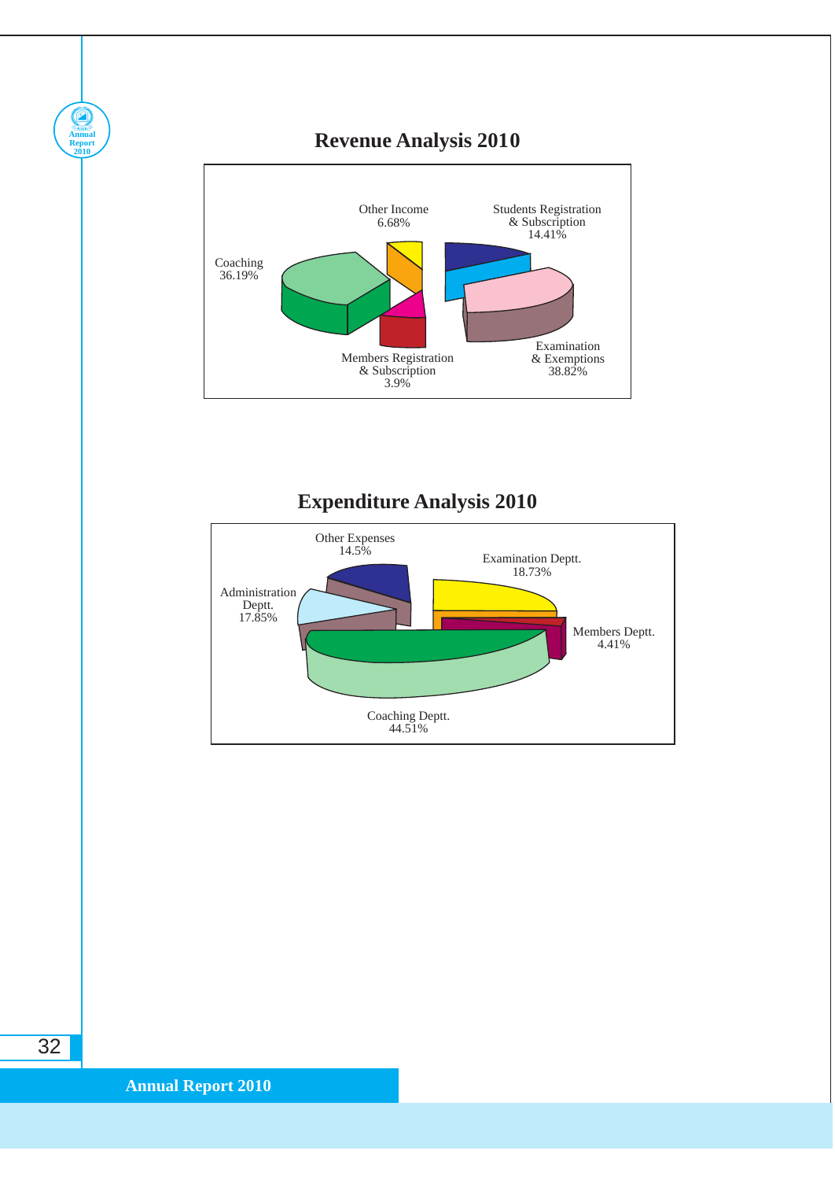## Revenue Analysis 2010

Other Income
6.68%

Students Registration
& Subscription
14.41%

Coaching
36.19%

Examination
& Exemptions
38.82%

Members Registration
& Subscription
3.9%

## Expenditure Analysis 2010

Other Expenses
14.5%

Examination Deptt.
18.73%

Administration
Deptt.
17.85%

Members Deptt.
4.41%

Coaching Deptt.
44.51%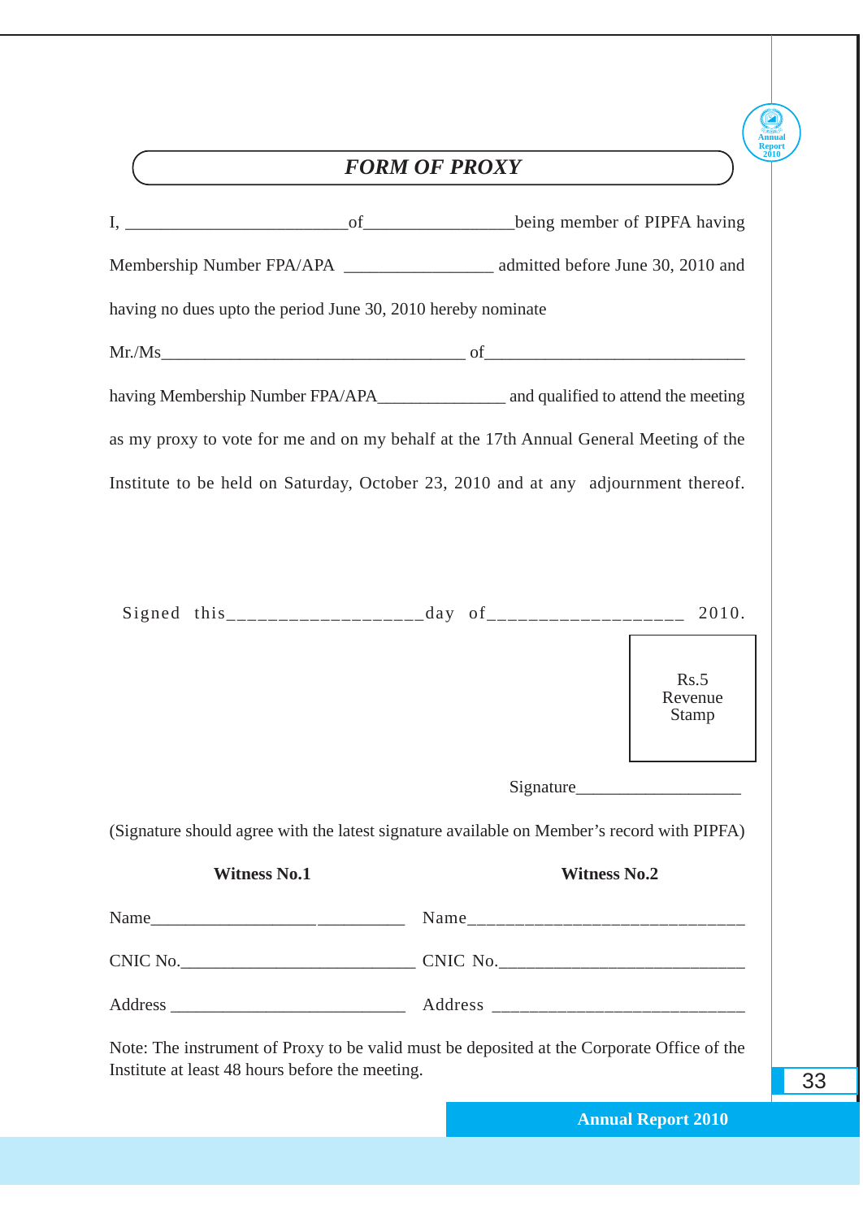## *FORM OF PROXY*

I, _________________________of_________________being member of PIPFA having

Membership Number FPA/APA _________________ admitted before June 30, 2010 and

having no dues upto the period June 30, 2010 hereby nominate

Mr./Ms___________________________________ of______________________________

having Membership Number FPA/APA_______________ and qualified to attend the meeting

as my proxy to vote for me and on my behalf at the 17th Annual General Meeting of the

Institute to be held on Saturday, October 23, 2010 and at any adjournment thereof.

Signed this__________________day of__________________ 2010.

Rs.5
Revenue
Stamp

Signature___________________

(Signature should agree with the latest signature available on Member's record with PIPFA)

| **Witness No.1** | **Witness No.2** |
|---|---|
| Name_______________________________ | Name_____________________________ |
| CNIC No.___________________________ | CNIC No.__________________________ |
| Address ____________________________ | Address ___________________________ |

Note: The instrument of Proxy to be valid must be deposited at the Corporate Office of the Institute at least 48 hours before the meeting.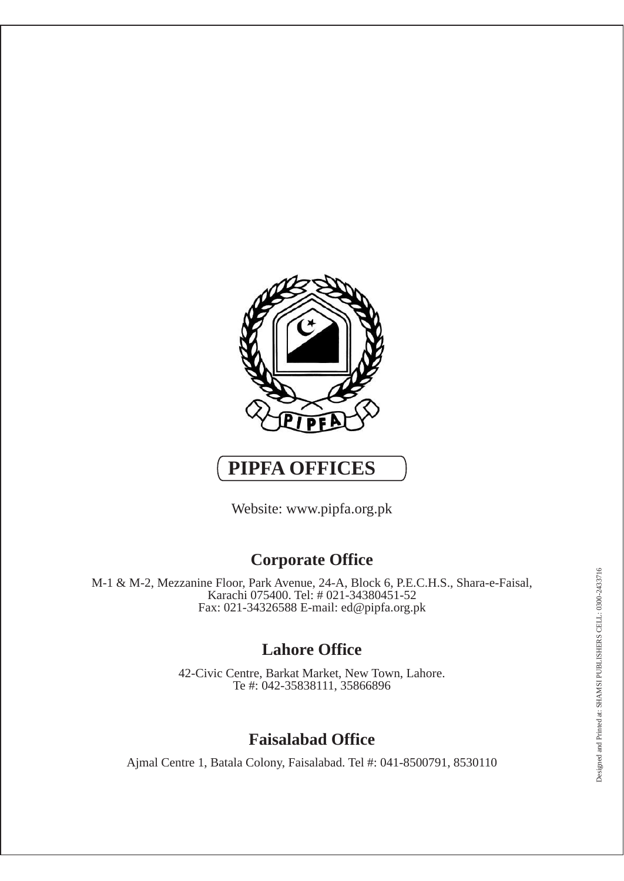PIPFA

# PIPFA OFFICES

Website: www.pipfa.org.pk

## Corporate Office

M-1 & M-2, Mezzanine Floor, Park Avenue, 24-A, Block 6, P.E.C.H.S., Shara-e-Faisal, Karachi 075400. Tel: # 021-34380451-52
Fax: 021-34326588 E-mail: ed@pipfa.org.pk

## Lahore Office

42-Civic Centre, Barkat Market, New Town, Lahore.
Te #: 042-35838111, 35866896

## Faisalabad Office

Ajmal Centre 1, Batala Colony, Faisalabad. Tel #: 041-8500791, 8530110

Designed and Printed at: SHAMSI PUBLISHERS CELL: 0300-2433716